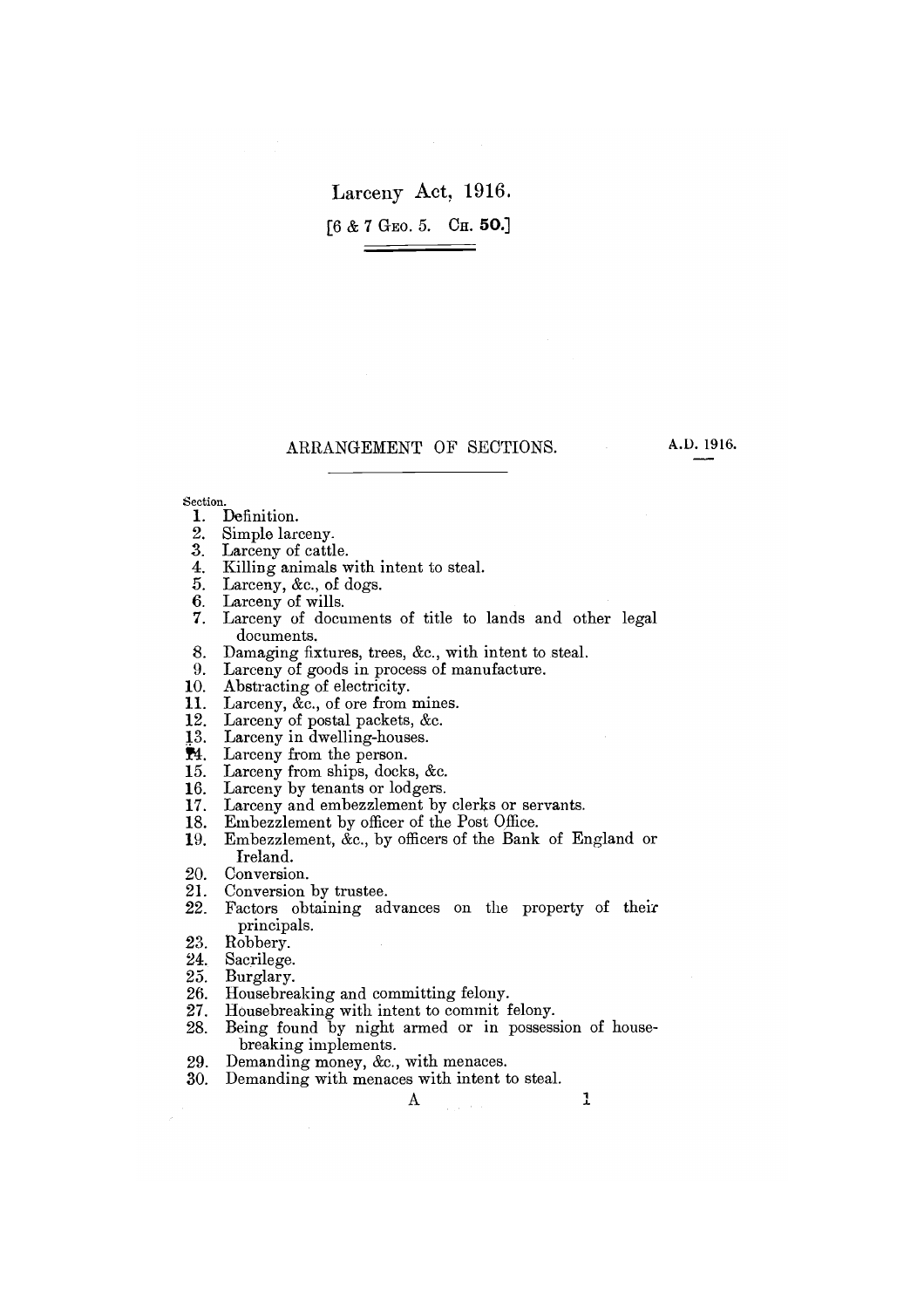# Larceny Act, 1916.

[6 & 7 Geo. 5. Ch. **50.**]

## ARRANGEMENT OF SECTIONS.

A.D. 1916.

Section.

1. Definition.
2. Simple larceny.
3. Larceny of cattle.
4. Killing animals with intent to steal.
5. Larceny, &c., of dogs.
6. Larceny of wills.
7. Larceny of documents of title to lands and other legal documents.
8. Damaging fixtures, trees, &c., with intent to steal.
9. Larceny of goods in process of manufacture.
10. Abstracting of electricity.
11. Larceny, &c., of ore from mines.
12. Larceny of postal packets, &c.
13. Larceny in dwelling-houses.
14. Larceny from the person.
15. Larceny from ships, docks, &c.
16. Larceny by tenants or lodgers.
17. Larceny and embezzlement by clerks or servants.
18. Embezzlement by officer of the Post Office.
19. Embezzlement, &c., by officers of the Bank of England or Ireland.
20. Conversion.
21. Conversion by trustee.
22. Factors obtaining advances on the property of their principals.
23. Robbery.
24. Sacrilege.
25. Burglary.
26. Housebreaking and committing felony.
27. Housebreaking with intent to commit felony.
28. Being found by night armed or in possession of housebreaking implements.
29. Demanding money, &c., with menaces.
30. Demanding with menaces with intent to steal.

A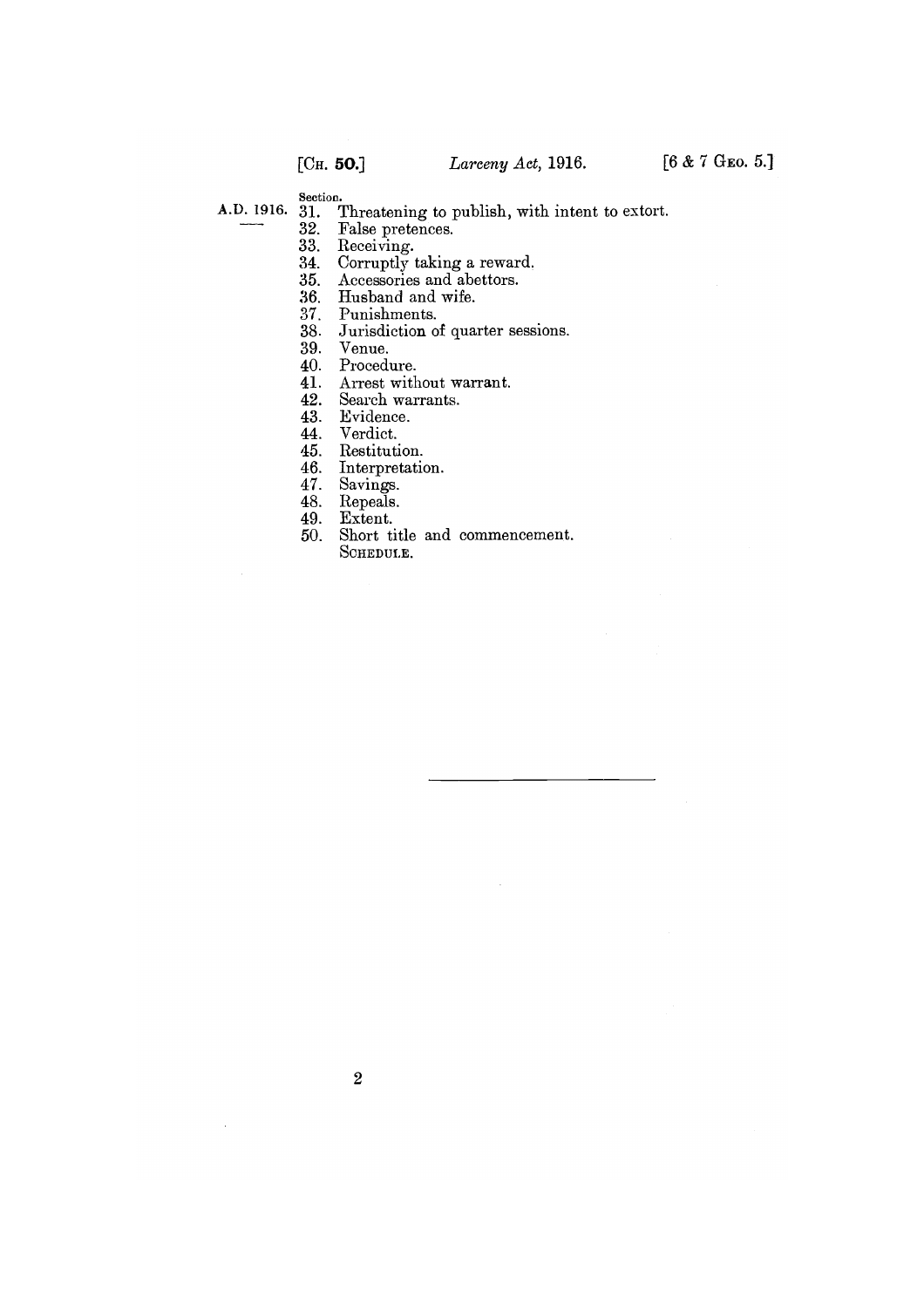Section.

31. Threatening to publish, with intent to extort.
32. False pretences.
33. Receiving.
34. Corruptly taking a reward.
35. Accessories and abettors.
36. Husband and wife.
37. Punishments.
38. Jurisdiction of quarter sessions.
39. Venue.
40. Procedure.
41. Arrest without warrant.
42. Search warrants.
43. Evidence.
44. Verdict.
45. Restitution.
46. Interpretation.
47. Savings.
48. Repeals.
49. Extent.
50. Short title and commencement.

SCHEDULE.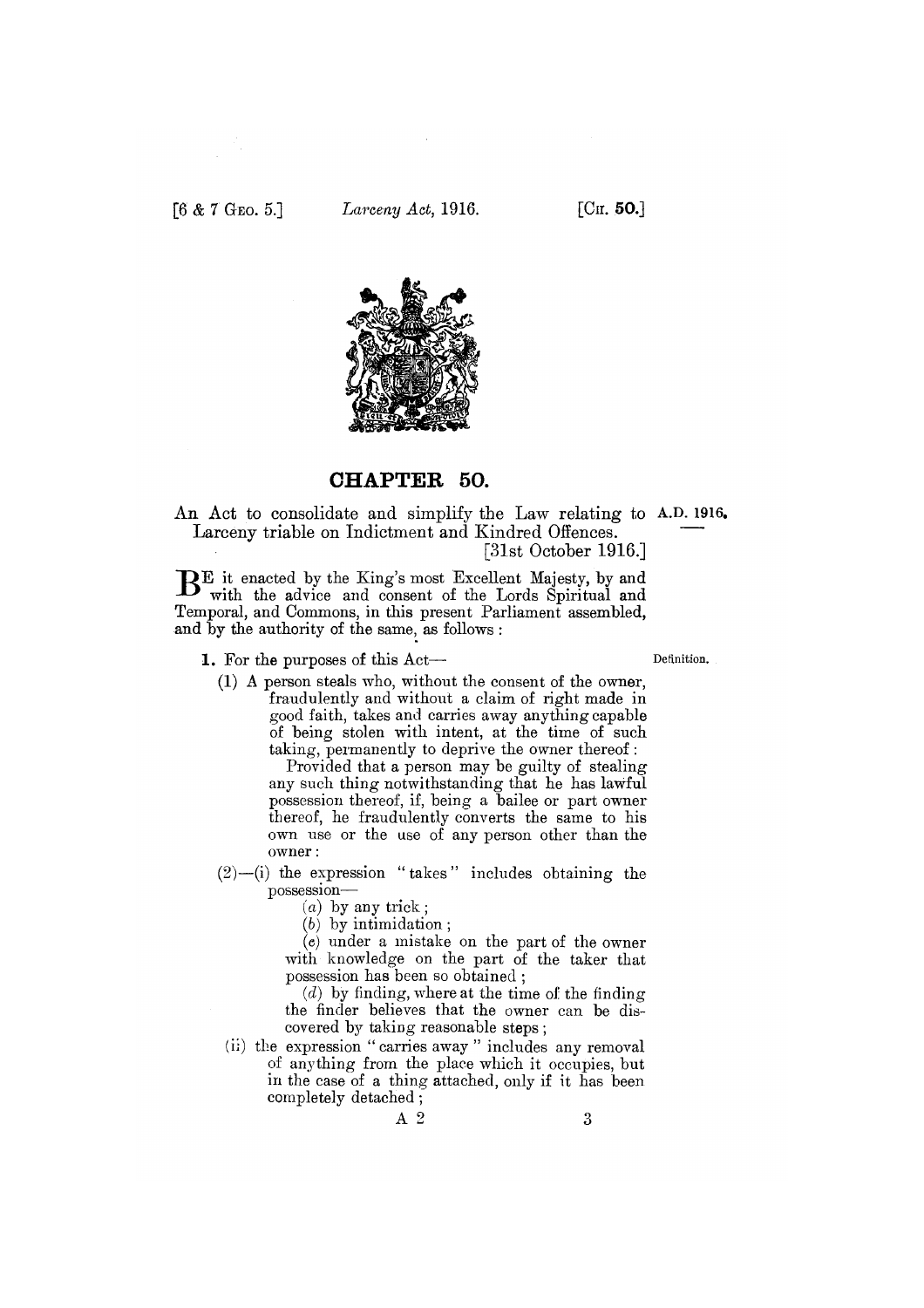# CHAPTER 50.

An Act to consolidate and simplify the Law relating to Larceny triable on Indictment and Kindred Offences. [31st October 1916.]

A.D. 1916.

BE it enacted by the King's most Excellent Majesty, by and with the advice and consent of the Lords Spiritual and Temporal, and Commons, in this present Parliament assembled, and by the authority of the same, as follows:

**1.** For the purposes of this Act— *Definition.*

(1) A person steals who, without the consent of the owner, fraudulently and without a claim of right made in good faith, takes and carries away anything capable of being stolen with intent, at the time of such taking, permanently to deprive the owner thereof:

Provided that a person may be guilty of stealing any such thing notwithstanding that he has lawful possession thereof, if, being a bailee or part owner thereof, he fraudulently converts the same to his own use or the use of any person other than the owner:

(2)—(i) the expression "takes" includes obtaining the possession—

(*a*) by any trick;

(*b*) by intimidation;

(*c*) under a mistake on the part of the owner with knowledge on the part of the taker that possession has been so obtained;

(*d*) by finding, where at the time of the finding the finder believes that the owner can be discovered by taking reasonable steps;

(ii) the expression "carries away" includes any removal of anything from the place which it occupies, but in the case of a thing attached, only if it has been completely detached;

A 2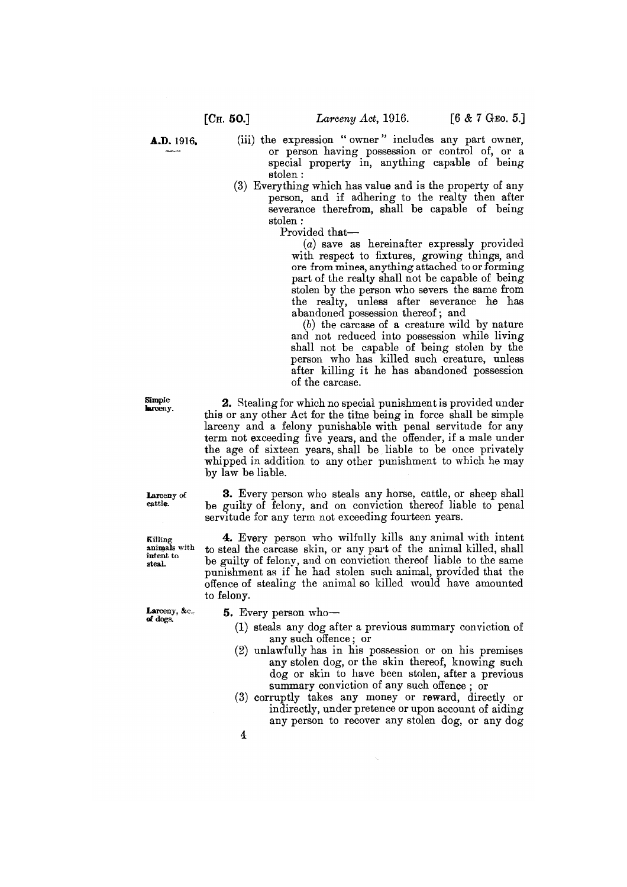(iii) the expression " owner " includes any part owner, or person having possession or control of, or a special property in, anything capable of being stolen :

(3) Everything which has value and is the property of any person, and if adhering to the realty then after severance therefrom, shall be capable of being stolen :

Provided that—

(a) save as hereinafter expressly provided with respect to fixtures, growing things, and ore from mines, anything attached to or forming part of the realty shall not be capable of being stolen by the person who severs the same from the realty, unless after severance he has abandoned possession thereof ; and

(b) the carcase of a creature wild by nature and not reduced into possession while living shall not be capable of being stolen by the person who has killed such creature, unless after killing it he has abandoned possession of the carcase.

*Simple larceny.*

**2.** Stealing for which no special punishment is provided under this or any other Act for the time being in force shall be simple larceny and a felony punishable with penal servitude for any term not exceeding five years, and the offender, if a male under the age of sixteen years, shall be liable to be once privately whipped in addition to any other punishment to which he may by law be liable.

*Larceny of cattle.*

**3.** Every person who steals any horse, cattle, or sheep shall be guilty of felony, and on conviction thereof liable to penal servitude for any term not exceeding fourteen years.

*Killing animals with intent to steal.*

**4.** Every person who wilfully kills any animal with intent to steal the carcase skin, or any part of the animal killed, shall be guilty of felony, and on conviction thereof liable to the same punishment as if he had stolen such animal, provided that the offence of stealing the animal so killed would have amounted to felony.

*Larceny, &c. of dogs.*

**5.** Every person who—

(1) steals any dog after a previous summary conviction of any such offence ; or

(2) unlawfully has in his possession or on his premises any stolen dog, or the skin thereof, knowing such dog or skin to have been stolen, after a previous summary conviction of any such offence ; or

(3) corruptly takes any money or reward, directly or indirectly, under pretence or upon account of aiding any person to recover any stolen dog, or any dog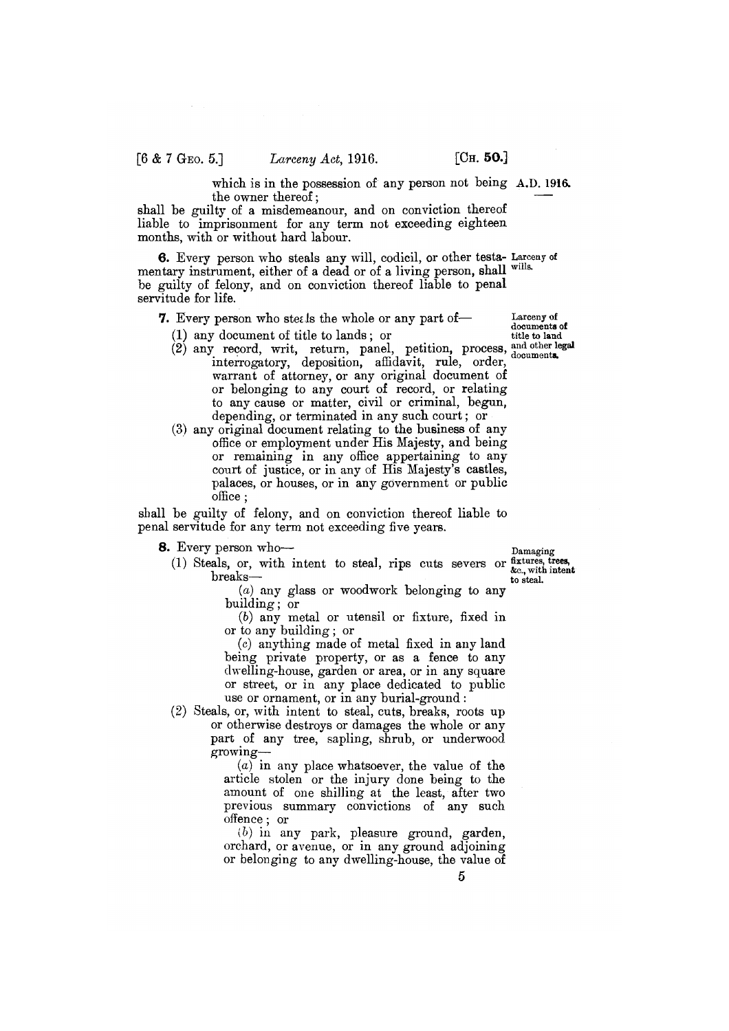which is in the possession of any person not being the owner thereof;

shall be guilty of a misdemeanour, and on conviction thereof liable to imprisonment for any term not exceeding eighteen months, with or without hard labour.

**6.** Every person who steals any will, codicil, or other testamentary instrument, either of a dead or of a living person, shall be guilty of felony, and on conviction thereof liable to penal servitude for life.

*Larceny of wills.*

**7.** Every person who steals the whole or any part of—

*Larceny of documents of title to land and other legal documents.*

(1) any document of title to lands; or

(2) any record, writ, return, panel, petition, process, interrogatory, deposition, affidavit, rule, order, warrant of attorney, or any original document of or belonging to any court of record, or relating to any cause or matter, civil or criminal, begun, depending, or terminated in any such court; or

(3) any original document relating to the business of any office or employment under His Majesty, and being or remaining in any office appertaining to any court of justice, or in any of His Majesty's castles, palaces, or houses, or in any government or public office;

shall be guilty of felony, and on conviction thereof liable to penal servitude for any term not exceeding five years.

**8.** Every person who—

*Damaging fixtures, trees, &c., with intent to steal.*

(1) Steals, or, with intent to steal, rips cuts severs or breaks—

(*a*) any glass or woodwork belonging to any building; or

(*b*) any metal or utensil or fixture, fixed in or to any building; or

(*c*) anything made of metal fixed in any land being private property, or as a fence to any dwelling-house, garden or area, or in any square or street, or in any place dedicated to public use or ornament, or in any burial-ground:

(2) Steals, or, with intent to steal, cuts, breaks, roots up or otherwise destroys or damages the whole or any part of any tree, sapling, shrub, or underwood growing—

(*a*) in any place whatsoever, the value of the article stolen or the injury done being to the amount of one shilling at the least, after two previous summary convictions of any such offence; or

(*b*) in any park, pleasure ground, garden, orchard, or avenue, or in any ground adjoining or belonging to any dwelling-house, the value of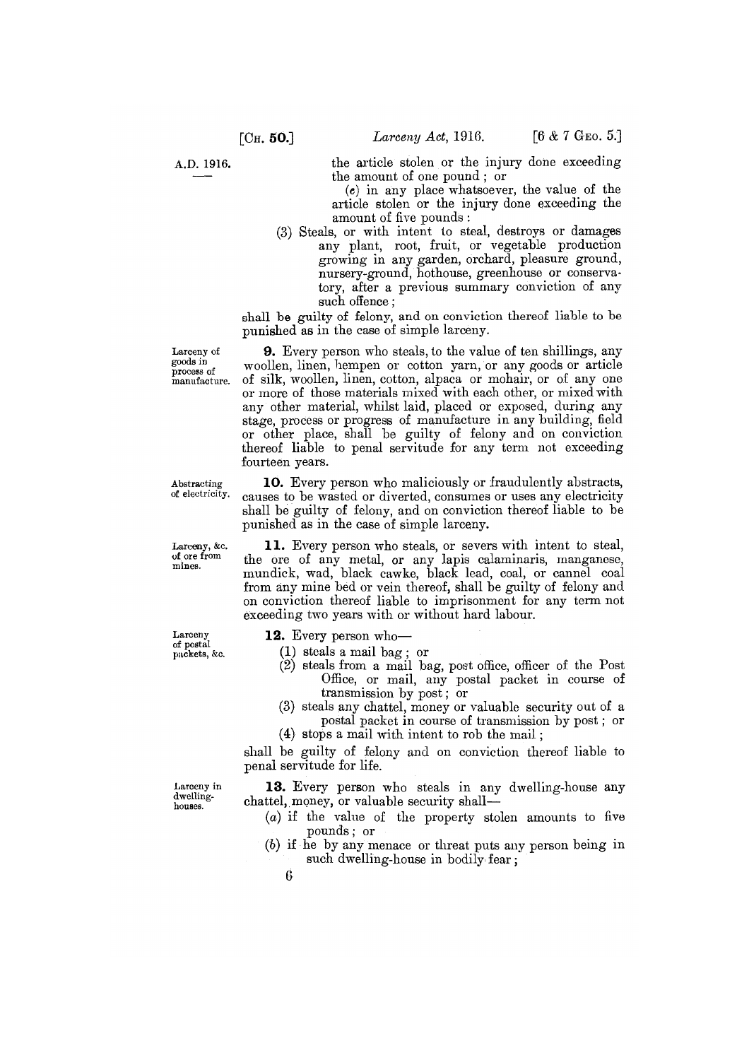the article stolen or the injury done exceeding the amount of one pound; or

(c) in any place whatsoever, the value of the article stolen or the injury done exceeding the amount of five pounds:

(3) Steals, or with intent to steal, destroys or damages any plant, root, fruit, or vegetable production growing in any garden, orchard, pleasure ground, nursery-ground, hothouse, greenhouse or conservatory, after a previous summary conviction of any such offence;

shall be guilty of felony, and on conviction thereof liable to be punished as in the case of simple larceny.

Larceny of goods in process of manufacture.

**9.** Every person who steals, to the value of ten shillings, any woollen, linen, hempen or cotton yarn, or any goods or article of silk, woollen, linen, cotton, alpaca or mohair, or of any one or more of those materials mixed with each other, or mixed with any other material, whilst laid, placed or exposed, during any stage, process or progress of manufacture in any building, field or other place, shall be guilty of felony and on conviction thereof liable to penal servitude for any term not exceeding fourteen years.

Abstracting of electricity.

**10.** Every person who maliciously or fraudulently abstracts, causes to be wasted or diverted, consumes or uses any electricity shall be guilty of felony, and on conviction thereof liable to be punished as in the case of simple larceny.

Larceny, &c. of ore from mines.

**11.** Every person who steals, or severs with intent to steal, the ore of any metal, or any lapis calaminaris, manganese, mundick, wad, black cawke, black lead, coal, or cannel coal from any mine bed or vein thereof, shall be guilty of felony and on conviction thereof liable to imprisonment for any term not exceeding two years with or without hard labour.

Larceny of postal packets, &c.

**12.** Every person who—

(1) steals a mail bag; or

(2) steals from a mail bag, post office, officer of the Post Office, or mail, any postal packet in course of transmission by post; or

(3) steals any chattel, money or valuable security out of a postal packet in course of transmission by post; or

(4) stops a mail with intent to rob the mail;

shall be guilty of felony and on conviction thereof liable to penal servitude for life.

Larceny in dwelling-houses.

**13.** Every person who steals in any dwelling-house any chattel, money, or valuable security shall—

(a) if the value of the property stolen amounts to five pounds; or

(b) if he by any menace or threat puts any person being in such dwelling-house in bodily fear;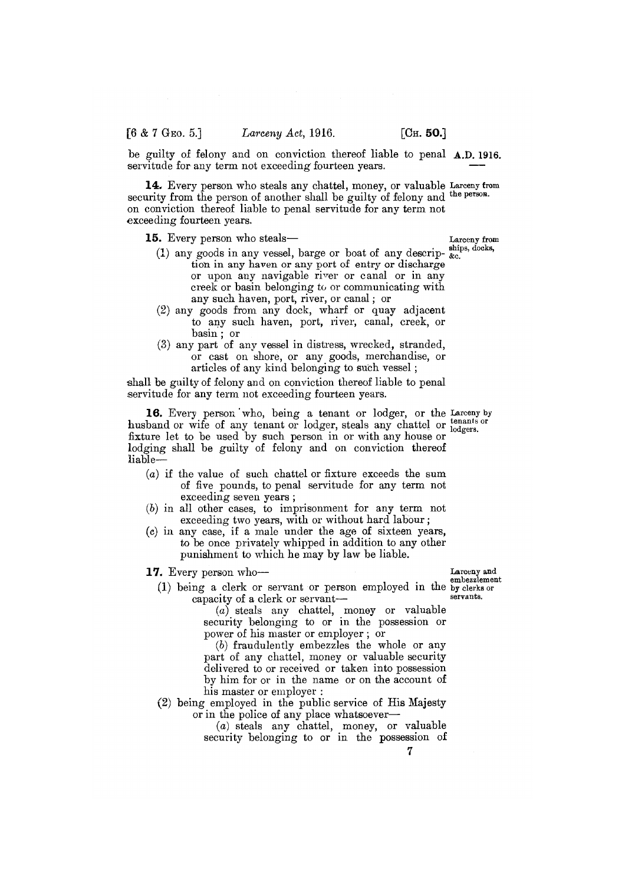be guilty of felony and on conviction thereof liable to penal servitude for any term not exceeding fourteen years.

**14.** Every person who steals any chattel, money, or valuable security from the person of another shall be guilty of felony and on conviction thereof liable to penal servitude for any term not exceeding fourteen years.

*Larceny from the person.*

**15.** Every person who steals—

*Larceny from ships, docks, &c.*

(1) any goods in any vessel, barge or boat of any description in any haven or any port of entry or discharge or upon any navigable river or canal or in any creek or basin belonging to or communicating with any such haven, port, river, or canal; or

(2) any goods from any dock, wharf or quay adjacent to any such haven, port, river, canal, creek, or basin; or

(3) any part of any vessel in distress, wrecked, stranded, or cast on shore, or any goods, merchandise, or articles of any kind belonging to such vessel;

shall be guilty of felony and on conviction thereof liable to penal servitude for any term not exceeding fourteen years.

**16.** Every person who, being a tenant or lodger, or the husband or wife of any tenant or lodger, steals any chattel or fixture let to be used by such person in or with any house or lodging shall be guilty of felony and on conviction thereof liable—

*Larceny by tenants or lodgers.*

(a) if the value of such chattel or fixture exceeds the sum of five pounds, to penal servitude for any term not exceeding seven years;

(b) in all other cases, to imprisonment for any term not exceeding two years, with or without hard labour;

(c) in any case, if a male under the age of sixteen years, to be once privately whipped in addition to any other punishment to which he may by law be liable.

**17.** Every person who—

*Larceny and embezzlement by clerks or servants.*

(1) being a clerk or servant or person employed in the capacity of a clerk or servant—

(a) steals any chattel, money or valuable security belonging to or in the possession or power of his master or employer; or

(b) fraudulently embezzles the whole or any part of any chattel, money or valuable security delivered to or received or taken into possession by him for or in the name or on the account of his master or employer:

(2) being employed in the public service of His Majesty or in the police of any place whatsoever—

(a) steals any chattel, money, or valuable security belonging to or in the possession of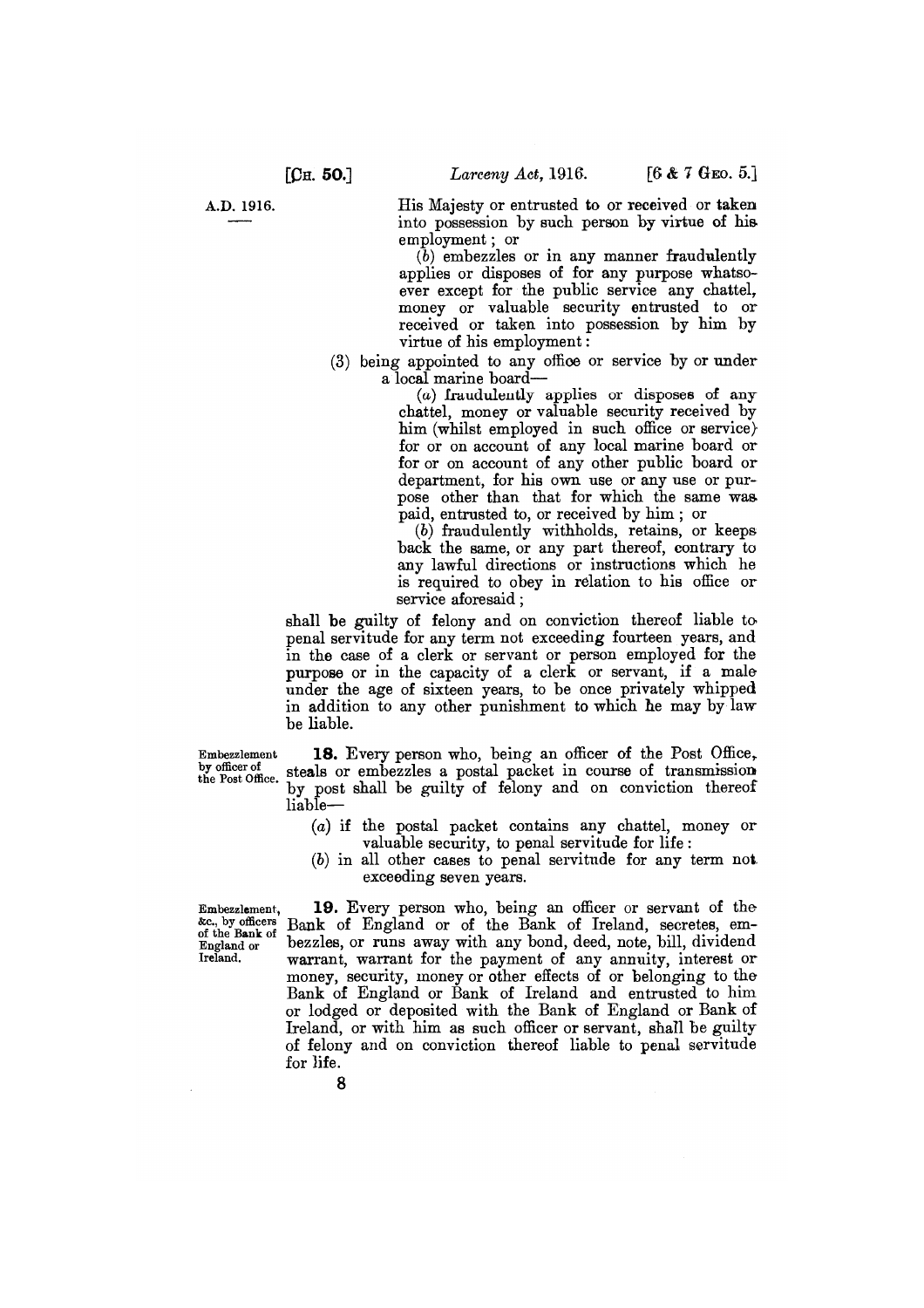His Majesty or entrusted to or received or taken into possession by such person by virtue of his employment; or

(b) embezzles or in any manner fraudulently applies or disposes of for any purpose whatsoever except for the public service any chattel, money or valuable security entrusted to or received or taken into possession by him by virtue of his employment:

(3) being appointed to any office or service by or under a local marine board—

(a) fraudulently applies or disposes of any chattel, money or valuable security received by him (whilst employed in such office or service) for or on account of any local marine board or for or on account of any other public board or department, for his own use or any use or purpose other than that for which the same was paid, entrusted to, or received by him; or

(b) fraudulently withholds, retains, or keeps back the same, or any part thereof, contrary to any lawful directions or instructions which he is required to obey in relation to his office or service aforesaid;

shall be guilty of felony and on conviction thereof liable to penal servitude for any term not exceeding fourteen years, and in the case of a clerk or servant or person employed for the purpose or in the capacity of a clerk or servant, if a male under the age of sixteen years, to be once privately whipped in addition to any other punishment to which he may by law be liable.

Embezzlement by officer of the Post Office.

**18.** Every person who, being an officer of the Post Office, steals or embezzles a postal packet in course of transmission by post shall be guilty of felony and on conviction thereof liable—

(a) if the postal packet contains any chattel, money or valuable security, to penal servitude for life:

(b) in all other cases to penal servitude for any term not exceeding seven years.

Embezzlement, &c., by officers of the Bank of England or Ireland.

**19.** Every person who, being an officer or servant of the Bank of England or of the Bank of Ireland, secretes, embezzles, or runs away with any bond, deed, note, bill, dividend warrant, warrant for the payment of any annuity, interest or money, security, money or other effects of or belonging to the Bank of England or Bank of Ireland and entrusted to him or lodged or deposited with the Bank of England or Bank of Ireland, or with him as such officer or servant, shall be guilty of felony and on conviction thereof liable to penal servitude for life.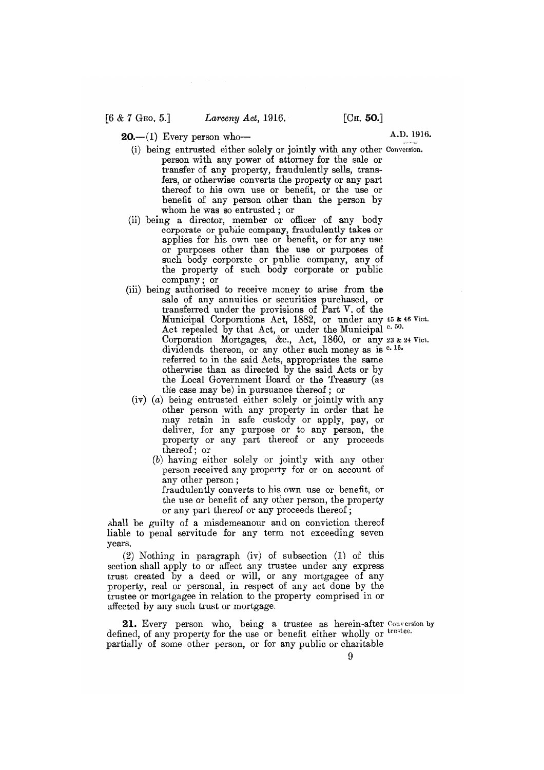**20.**—(1) Every person who—

A.D. 1916.

Conversion.

(i) being entrusted either solely or jointly with any other person with any power of attorney for the sale or transfer of any property, fraudulently sells, transfers, or otherwise converts the property or any part thereof to his own use or benefit, or the use or benefit of any person other than the person by whom he was so entrusted; or

(ii) being a director, member or officer of any body corporate or public company, fraudulently takes or applies for his own use or benefit, or for any use or purposes other than the use or purposes of such body corporate or public company, any of the property of such body corporate or public company; or

(iii) being authorised to receive money to arise from the sale of any annuities or securities purchased, or transferred under the provisions of Part V. of the Municipal Corporations Act, 1882, or under any Act repealed by that Act, or under the Municipal Corporation Mortgages, &c., Act, 1860, or any dividends thereon, or any other such money as is referred to in the said Acts, appropriates the same otherwise than as directed by the said Acts or by the Local Government Board or the Treasury (as the case may be) in pursuance thereof; or

45 & 46 Vict. c. 50.

23 & 24 Vict. c. 16.

(iv) (a) being entrusted either solely or jointly with any other person with any property in order that he may retain in safe custody or apply, pay, or deliver, for any purpose or to any person, the property or any part thereof or any proceeds thereof; or

(b) having either solely or jointly with any other person received any property for or on account of any other person;

fraudulently converts to his own use or benefit, or the use or benefit of any other person, the property or any part thereof or any proceeds thereof;

shall be guilty of a misdemeanour and on conviction thereof liable to penal servitude for any term not exceeding seven years.

(2) Nothing in paragraph (iv) of subsection (1) of this section shall apply to or affect any trustee under any express trust created by a deed or will, or any mortgagee of any property, real or personal, in respect of any act done by the trustee or mortgagee in relation to the property comprised in or affected by any such trust or mortgage.

**21.** Every person who, being a trustee as herein-after defined, of any property for the use or benefit either wholly or partially of some other person, or for any public or charitable

Conversion by trustee.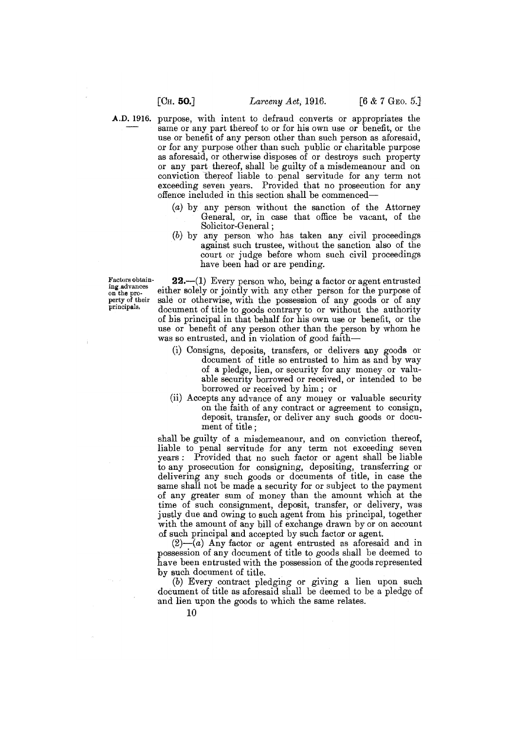purpose, with intent to defraud converts or appropriates the same or any part thereof to or for his own use or benefit, or the use or benefit of any person other than such person as aforesaid, or for any purpose other than such public or charitable purpose as aforesaid, or otherwise disposes of or destroys such property or any part thereof, shall be guilty of a misdemeanour and on conviction thereof liable to penal servitude for any term not exceeding seven years. Provided that no prosecution for any offence included in this section shall be commenced—

- (a) by any person without the sanction of the Attorney General, or, in case that office be vacant, of the Solicitor-General;
- (b) by any person who has taken any civil proceedings against such trustee, without the sanction also of the court or judge before whom such civil proceedings have been had or are pending.

Factors obtaining advances on the property of their principals.

**22.**—(1) Every person who, being a factor or agent entrusted either solely or jointly with any other person for the purpose of sale or otherwise, with the possession of any goods or of any document of title to goods contrary to or without the authority of his principal in that behalf for his own use or benefit, or the use or benefit of any person other than the person by whom he was so entrusted, and in violation of good faith—

- (i) Consigns, deposits, transfers, or delivers any goods or document of title so entrusted to him as and by way of a pledge, lien, or security for any money or valuable security borrowed or received, or intended to be borrowed or received by him; or
- (ii) Accepts any advance of any money or valuable security on the faith of any contract or agreement to consign, deposit, transfer, or deliver any such goods or document of title;

shall be guilty of a misdemeanour, and on conviction thereof, liable to penal servitude for any term not exceeding seven years: Provided that no such factor or agent shall be liable to any prosecution for consigning, depositing, transferring or delivering any such goods or documents of title, in case the same shall not be made a security for or subject to the payment of any greater sum of money than the amount which at the time of such consignment, deposit, transfer, or delivery, was justly due and owing to such agent from his principal, together with the amount of any bill of exchange drawn by or on account of such principal and accepted by such factor or agent.

(2)—(a) Any factor or agent entrusted as aforesaid and in possession of any document of title to goods shall be deemed to have been entrusted with the possession of the goods represented by such document of title.

(b) Every contract pledging or giving a lien upon such document of title as aforesaid shall be deemed to be a pledge of and lien upon the goods to which the same relates.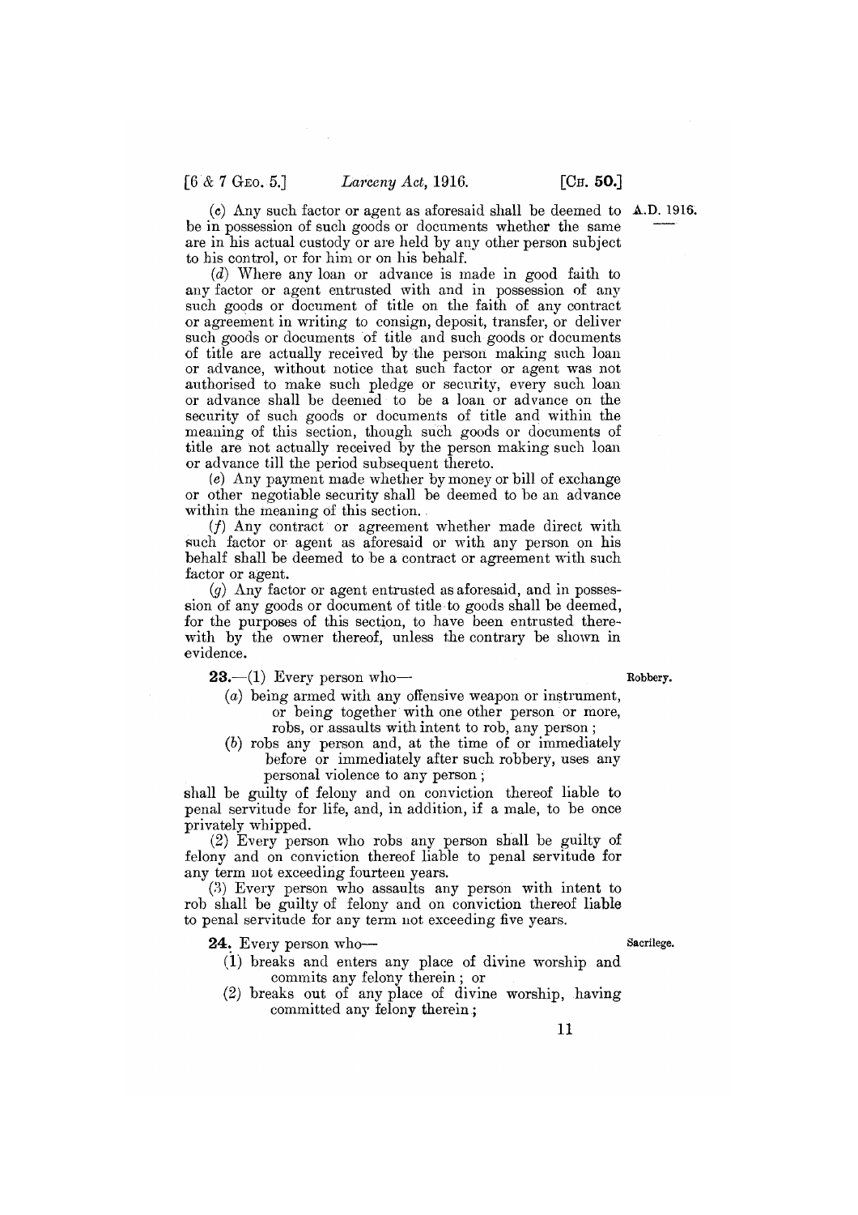(*c*) Any such factor or agent as aforesaid shall be deemed to be in possession of such goods or documents whether the same are in his actual custody or are held by any other person subject to his control, or for him or on his behalf.

(*d*) Where any loan or advance is made in good faith to any factor or agent entrusted with and in possession of any such goods or document of title on the faith of any contract or agreement in writing to consign, deposit, transfer, or deliver such goods or documents of title and such goods or documents of title are actually received by the person making such loan or advance, without notice that such factor or agent was not authorised to make such pledge or security, every such loan or advance shall be deemed to be a loan or advance on the security of such goods or documents of title and within the meaning of this section, though such goods or documents of title are not actually received by the person making such loan or advance till the period subsequent thereto.

(*e*) Any payment made whether by money or bill of exchange or other negotiable security shall be deemed to be an advance within the meaning of this section.

(*f*) Any contract or agreement whether made direct with such factor or agent as aforesaid or with any person on his behalf shall be deemed to be a contract or agreement with such factor or agent.

(*g*) Any factor or agent entrusted as aforesaid, and in possession of any goods or document of title to goods shall be deemed, for the purposes of this section, to have been entrusted therewith by the owner thereof, unless the contrary be shown in evidence.

**Robbery.**

**23.**—(1) Every person who—

- (*a*) being armed with any offensive weapon or instrument, or being together with one other person or more, robs, or assaults with intent to rob, any person;
- (*b*) robs any person and, at the time of or immediately before or immediately after such robbery, uses any personal violence to any person;

shall be guilty of felony and on conviction thereof liable to penal servitude for life, and, in addition, if a male, to be once privately whipped.

(2) Every person who robs any person shall be guilty of felony and on conviction thereof liable to penal servitude for any term not exceeding fourteen years.

(3) Every person who assaults any person with intent to rob shall be guilty of felony and on conviction thereof liable to penal servitude for any term not exceeding five years.

**Sacrilege.**

**24.** Every person who—

- (1) breaks and enters any place of divine worship and commits any felony therein; or
- (2) breaks out of any place of divine worship, having committed any felony therein;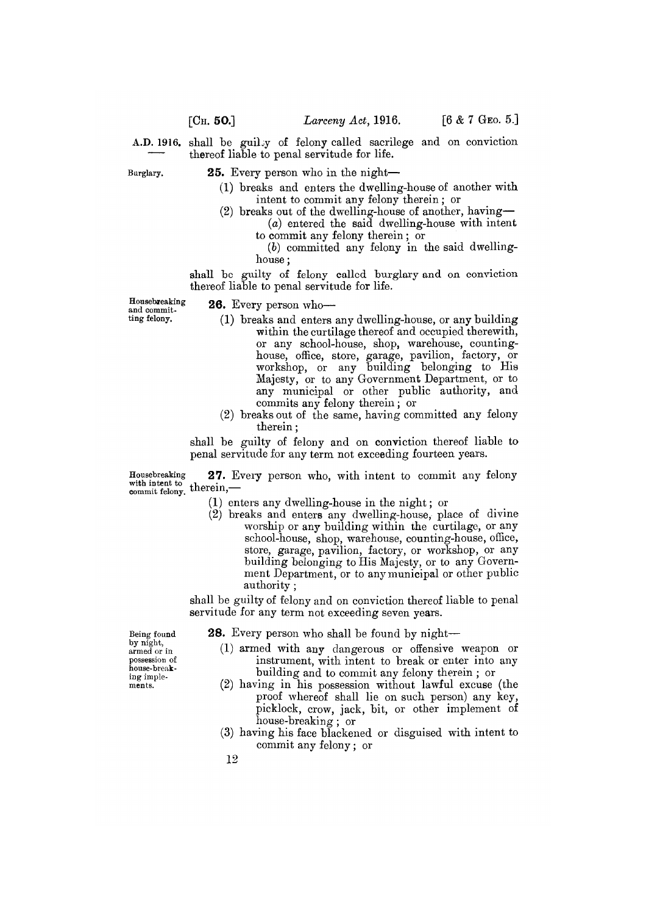A.D. 1916. shall be guilty of felony called sacrilege and on conviction thereof liable to penal servitude for life.

Burglary.

**25.** Every person who in the night—

(1) breaks and enters the dwelling-house of another with intent to commit any felony therein; or

(2) breaks out of the dwelling-house of another, having—

(*a*) entered the said dwelling-house with intent to commit any felony therein; or

(*b*) committed any felony in the said dwelling-house;

shall be guilty of felony called burglary and on conviction thereof liable to penal servitude for life.

Housebreaking and committing felony.

**26.** Every person who—

(1) breaks and enters any dwelling-house, or any building within the curtilage thereof and occupied therewith, or any school-house, shop, warehouse, counting-house, office, store, garage, pavilion, factory, or workshop, or any building belonging to His Majesty, or to any Government Department, or to any municipal or other public authority, and commits any felony therein; or

(2) breaks out of the same, having committed any felony therein;

shall be guilty of felony and on conviction thereof liable to penal servitude for any term not exceeding fourteen years.

Housebreaking with intent to commit felony.

**27.** Every person who, with intent to commit any felony therein,—

(1) enters any dwelling-house in the night; or

(2) breaks and enters any dwelling-house, place of divine worship or any building within the curtilage, or any school-house, shop, warehouse, counting-house, office, store, garage, pavilion, factory, or workshop, or any building belonging to His Majesty, or to any Government Department, or to any municipal or other public authority;

shall be guilty of felony and on conviction thereof liable to penal servitude for any term not exceeding seven years.

Being found by night, armed or in possession of house-breaking implements.

**28.** Every person who shall be found by night—

(1) armed with any dangerous or offensive weapon or instrument, with intent to break or enter into any building and to commit any felony therein; or

(2) having in his possession without lawful excuse (the proof whereof shall lie on such person) any key, picklock, crow, jack, bit, or other implement of house-breaking; or

(3) having his face blackened or disguised with intent to commit any felony; or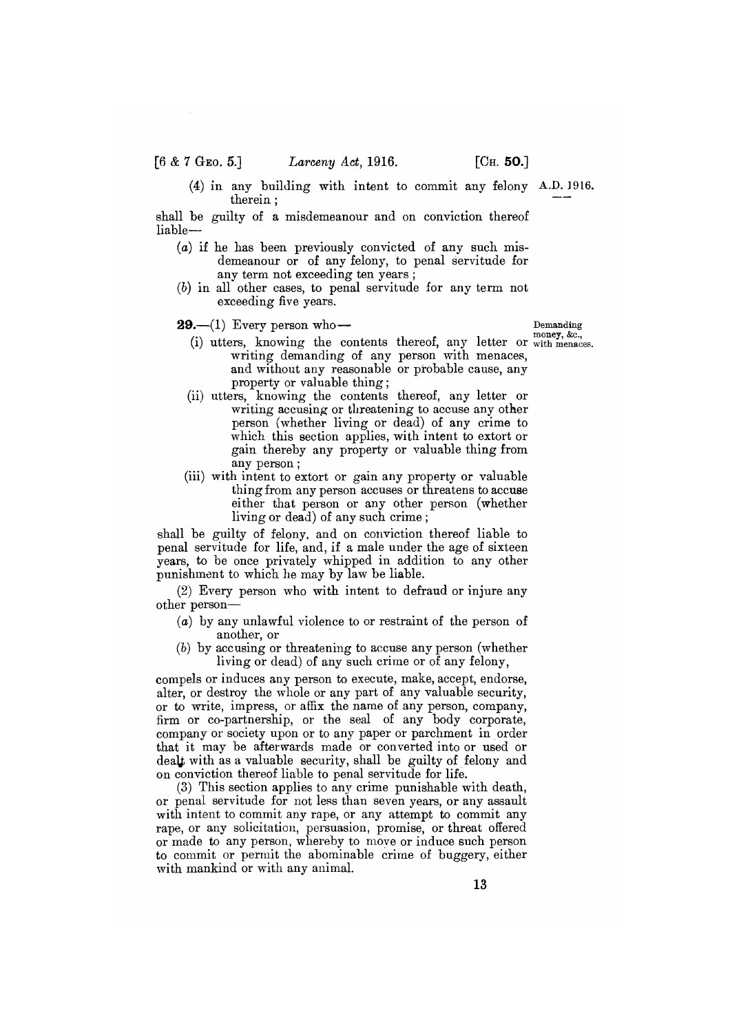(4) in any building with intent to commit any felony therein;

shall be guilty of a misdemeanour and on conviction thereof liable—

(a) if he has been previously convicted of any such misdemeanour or of any felony, to penal servitude for any term not exceeding ten years;

(b) in all other cases, to penal servitude for any term not exceeding five years.

Demanding money, &c., with menaces.

**29.**—(1) Every person who—

(i) utters, knowing the contents thereof, any letter or writing demanding of any person with menaces, and without any reasonable or probable cause, any property or valuable thing;

(ii) utters, knowing the contents thereof, any letter or writing accusing or threatening to accuse any other person (whether living or dead) of any crime to which this section applies, with intent to extort or gain thereby any property or valuable thing from any person;

(iii) with intent to extort or gain any property or valuable thing from any person accuses or threatens to accuse either that person or any other person (whether living or dead) of any such crime;

shall be guilty of felony, and on conviction thereof liable to penal servitude for life, and, if a male under the age of sixteen years, to be once privately whipped in addition to any other punishment to which he may by law be liable.

(2) Every person who with intent to defraud or injure any other person—

(a) by any unlawful violence to or restraint of the person of another, or

(b) by accusing or threatening to accuse any person (whether living or dead) of any such crime or of any felony,

compels or induces any person to execute, make, accept, endorse, alter, or destroy the whole or any part of any valuable security, or to write, impress, or affix the name of any person, company, firm or co-partnership, or the seal of any body corporate, company or society upon or to any paper or parchment in order that it may be afterwards made or converted into or used or dealt with as a valuable security, shall be guilty of felony and on conviction thereof liable to penal servitude for life.

(3) This section applies to any crime punishable with death, or penal servitude for not less than seven years, or any assault with intent to commit any rape, or any attempt to commit any rape, or any solicitation, persuasion, promise, or threat offered or made to any person, whereby to move or induce such person to commit or permit the abominable crime of buggery, either with mankind or with any animal.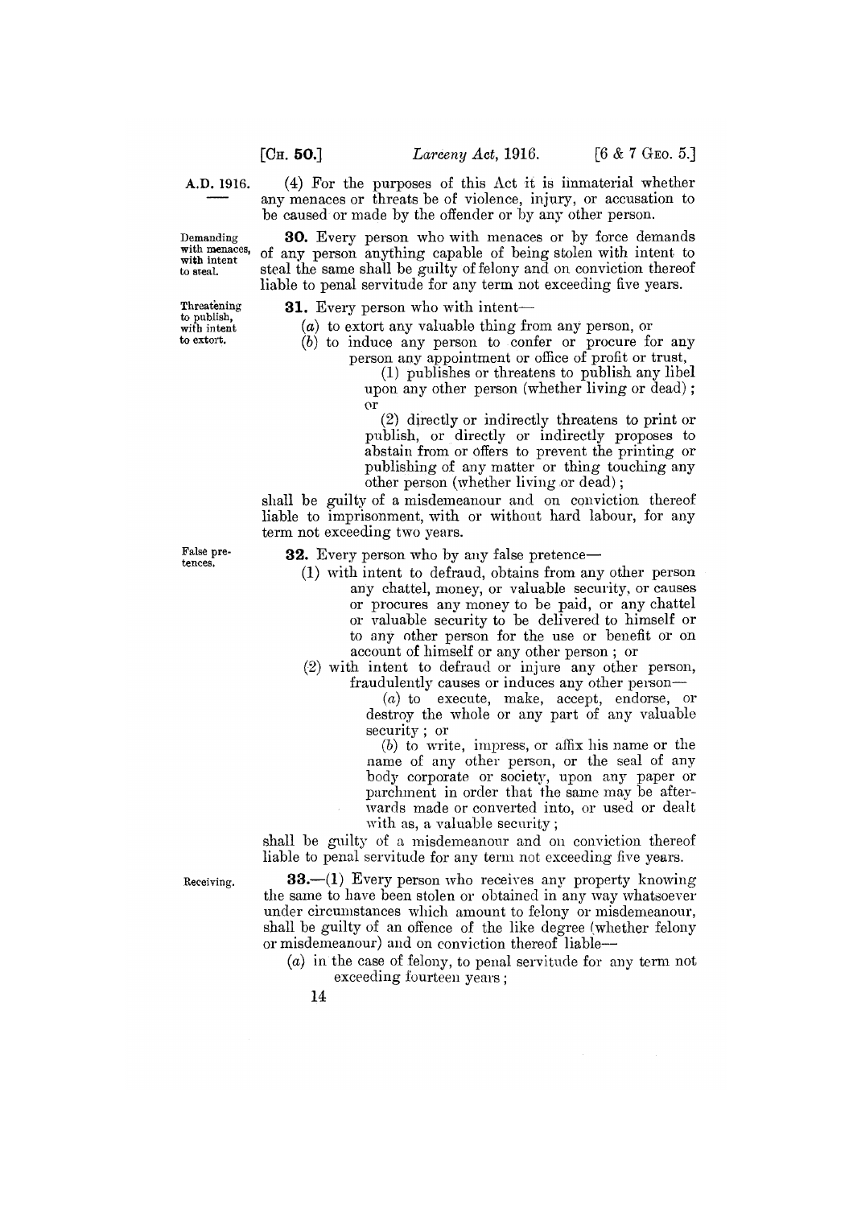(4) For the purposes of this Act it is immaterial whether any menaces or threats be of violence, injury, or accusation to be caused or made by the offender or by any other person.

*Demanding with menaces, with intent to steal.*

**30.** Every person who with menaces or by force demands of any person anything capable of being stolen with intent to steal the same shall be guilty of felony and on conviction thereof liable to penal servitude for any term not exceeding five years.

*Threatening to publish, with intent to extort.*

**31.** Every person who with intent—

(*a*) to extort any valuable thing from any person, or

(*b*) to induce any person to confer or procure for any person any appointment or office of profit or trust,

(1) publishes or threatens to publish any libel upon any other person (whether living or dead); or

(2) directly or indirectly threatens to print or publish, or directly or indirectly proposes to abstain from or offers to prevent the printing or publishing of any matter or thing touching any other person (whether living or dead);

shall be guilty of a misdemeanour and on conviction thereof liable to imprisonment, with or without hard labour, for any term not exceeding two years.

*False pretences.*

**32.** Every person who by any false pretence—

(1) with intent to defraud, obtains from any other person any chattel, money, or valuable security, or causes or procures any money to be paid, or any chattel or valuable security to be delivered to himself or to any other person for the use or benefit or on account of himself or any other person; or

(2) with intent to defraud or injure any other person, fraudulently causes or induces any other person—

(*a*) to execute, make, accept, endorse, or destroy the whole or any part of any valuable security; or

(*b*) to write, impress, or affix his name or the name of any other person, or the seal of any body corporate or society, upon any paper or parchment in order that the same may be afterwards made or converted into, or used or dealt with as, a valuable security;

shall be guilty of a misdemeanour and on conviction thereof liable to penal servitude for any term not exceeding five years.

*Receiving.*

**33.**—(1) Every person who receives any property knowing the same to have been stolen or obtained in any way whatsoever under circumstances which amount to felony or misdemeanour, shall be guilty of an offence of the like degree (whether felony or misdemeanour) and on conviction thereof liable—

(*a*) in the case of felony, to penal servitude for any term not exceeding fourteen years;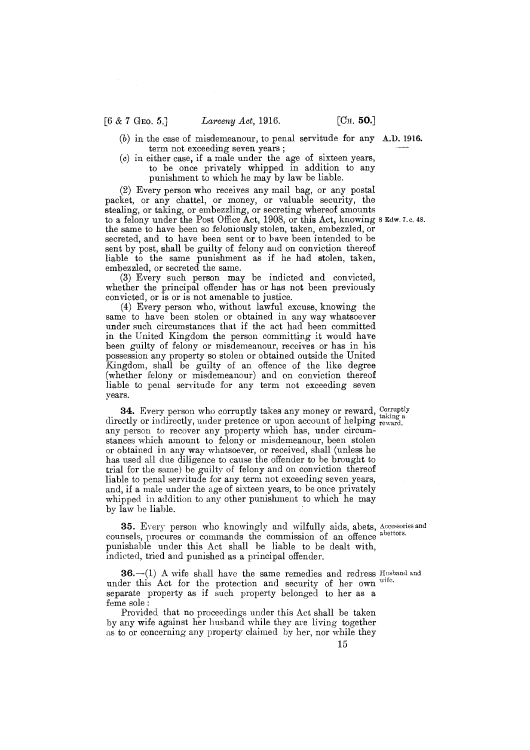(*b*) in the case of misdemeanour, to penal servitude for any term not exceeding seven years;

(*c*) in either case, if a male under the age of sixteen years, to be once privately whipped in addition to any punishment to which he may by law be liable.

(2) Every person who receives any mail bag, or any postal packet, or any chattel, or money, or valuable security, the stealing, or taking, or embezzling, or secreting whereof amounts to a felony under the Post Office Act, 1908, or this Act, knowing the same to have been so feloniously stolen, taken, embezzled, or secreted, and to have been sent or to have been intended to be sent by post, shall be guilty of felony and on conviction thereof liable to the same punishment as if he had stolen, taken, embezzled, or secreted the same.

8 Edw. 7. c. 48.

(3) Every such person may be indicted and convicted, whether the principal offender has or has not been previously convicted, or is or is not amenable to justice.

(4) Every person who, without lawful excuse, knowing the same to have been stolen or obtained in any way whatsoever under such circumstances that if the act had been committed in the United Kingdom the person committing it would have been guilty of felony or misdemeanour, receives or has in his possession any property so stolen or obtained outside the United Kingdom, shall be guilty of an offence of the like degree (whether felony or misdemeanour) and on conviction thereof liable to penal servitude for any term not exceeding seven years.

Corruptly taking a reward.

**34.** Every person who corruptly takes any money or reward, directly or indirectly, under pretence or upon account of helping any person to recover any property which has, under circumstances which amount to felony or misdemeanour, been stolen or obtained in any way whatsoever, or received, shall (unless he has used all due diligence to cause the offender to be brought to trial for the same) be guilty of felony and on conviction thereof liable to penal servitude for any term not exceeding seven years, and, if a male under the age of sixteen years, to be once privately whipped in addition to any other punishment to which he may by law be liable.

Accessories and abettors.

**35.** Every person who knowingly and wilfully aids, abets, counsels, procures or commands the commission of an offence punishable under this Act shall be liable to be dealt with, indicted, tried and punished as a principal offender.

Husband and wife.

**36.**—(1) A wife shall have the same remedies and redress under this Act for the protection and security of her own separate property as if such property belonged to her as a feme sole:

Provided that no proceedings under this Act shall be taken by any wife against her husband while they are living together as to or concerning any property claimed by her, nor while they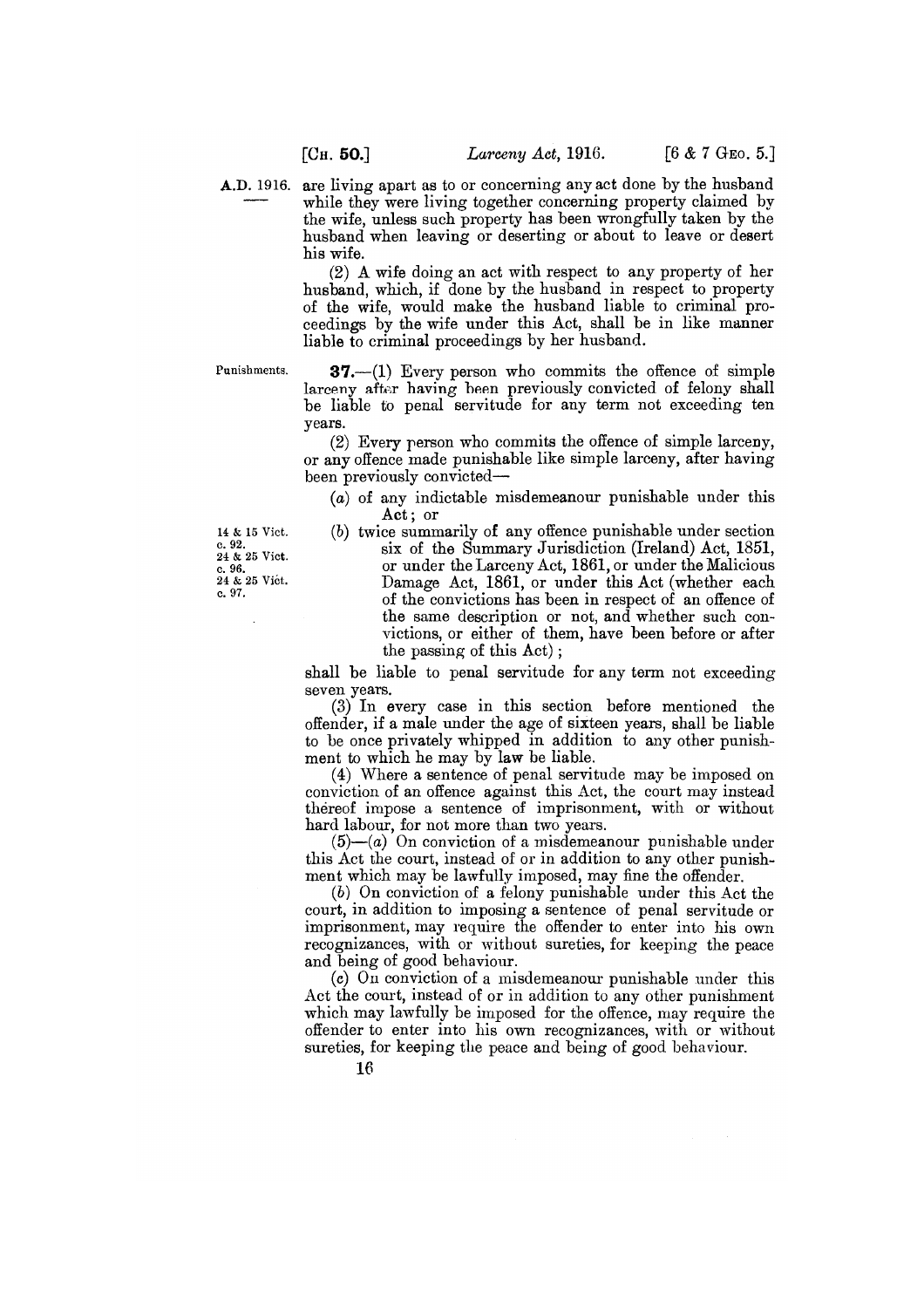are living apart as to or concerning any act done by the husband while they were living together concerning property claimed by the wife, unless such property has been wrongfully taken by the husband when leaving or deserting or about to leave or desert his wife.

(2) A wife doing an act with respect to any property of her husband, which, if done by the husband in respect to property of the wife, would make the husband liable to criminal proceedings by the wife under this Act, shall be in like manner liable to criminal proceedings by her husband.

Punishments.

**37.**—(1) Every person who commits the offence of simple larceny after having been previously convicted of felony shall be liable to penal servitude for any term not exceeding ten years.

(2) Every person who commits the offence of simple larceny, or any offence made punishable like simple larceny, after having been previously convicted—

(a) of any indictable misdemeanour punishable under this Act; or

(b) twice summarily of any offence punishable under section six of the Summary Jurisdiction (Ireland) Act, 1851, or under the Larceny Act, 1861, or under the Malicious Damage Act, 1861, or under this Act (whether each of the convictions has been in respect of an offence of the same description or not, and whether such convictions, or either of them, have been before or after the passing of this Act);

14 & 15 Vict. c. 92.
24 & 25 Vict. c. 96.
24 & 25 Vict. c. 97.

shall be liable to penal servitude for any term not exceeding seven years.

(3) In every case in this section before mentioned the offender, if a male under the age of sixteen years, shall be liable to be once privately whipped in addition to any other punishment to which he may by law be liable.

(4) Where a sentence of penal servitude may be imposed on conviction of an offence against this Act, the court may instead thereof impose a sentence of imprisonment, with or without hard labour, for not more than two years.

(5)—(a) On conviction of a misdemeanour punishable under this Act the court, instead of or in addition to any other punishment which may be lawfully imposed, may fine the offender.

(b) On conviction of a felony punishable under this Act the court, in addition to imposing a sentence of penal servitude or imprisonment, may require the offender to enter into his own recognizances, with or without sureties, for keeping the peace and being of good behaviour.

(c) On conviction of a misdemeanour punishable under this Act the court, instead of or in addition to any other punishment which may lawfully be imposed for the offence, may require the offender to enter into his own recognizances, with or without sureties, for keeping the peace and being of good behaviour.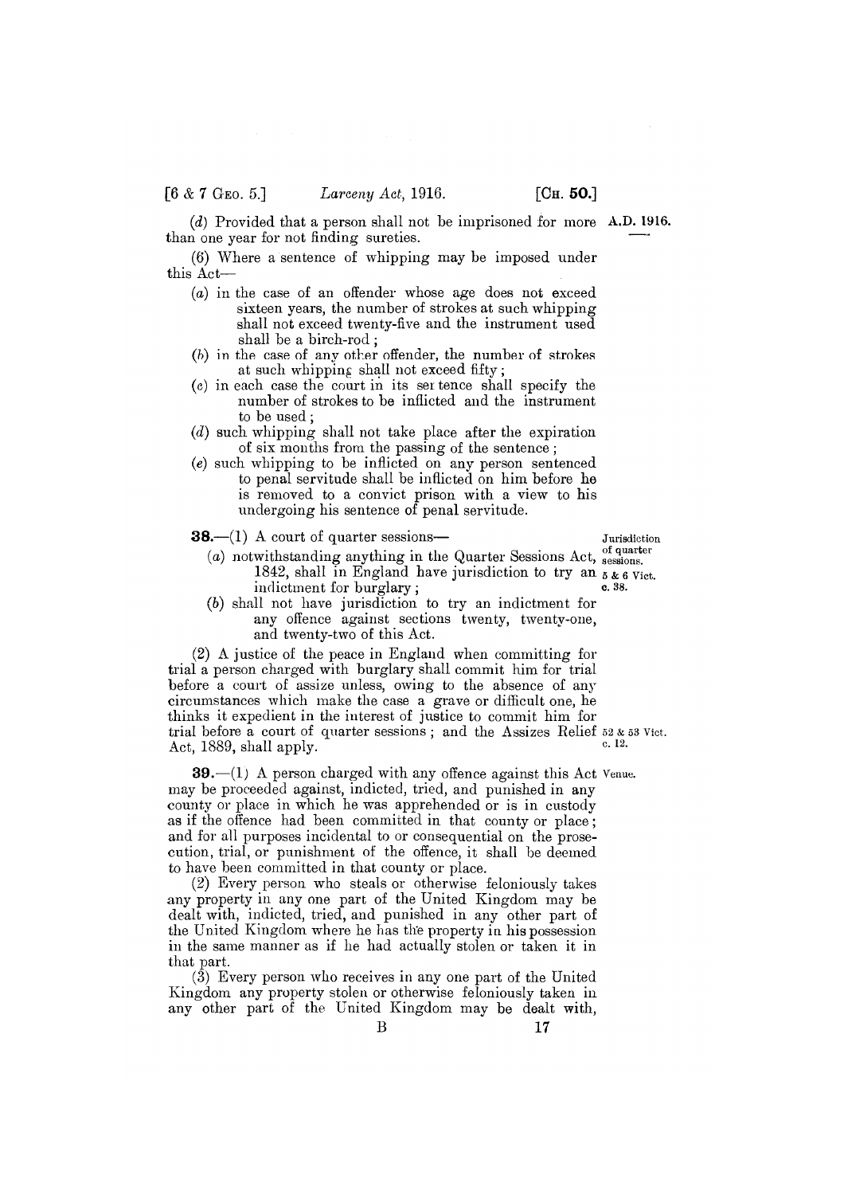(*d*) Provided that a person shall not be imprisoned for more than one year for not finding sureties.

(6) Where a sentence of whipping may be imposed under this Act—

(*a*) in the case of an offender whose age does not exceed sixteen years, the number of strokes at such whipping shall not exceed twenty-five and the instrument used shall be a birch-rod;

(*b*) in the case of any other offender, the number of strokes at such whipping shall not exceed fifty;

(*c*) in each case the court in its sentence shall specify the number of strokes to be inflicted and the instrument to be used;

(*d*) such whipping shall not take place after the expiration of six months from the passing of the sentence;

(*e*) such whipping to be inflicted on any person sentenced to penal servitude shall be inflicted on him before he is removed to a convict prison with a view to his undergoing his sentence of penal servitude.

*Jurisdiction of quarter sessions.*

**38.**—(1) A court of quarter sessions—

(*a*) notwithstanding anything in the Quarter Sessions Act, 1842, shall in England have jurisdiction to try an indictment for burglary; *5 & 6 Vict. c. 38.*

(*b*) shall not have jurisdiction to try an indictment for any offence against sections twenty, twenty-one, and twenty-two of this Act.

(2) A justice of the peace in England when committing for trial a person charged with burglary shall commit him for trial before a court of assize unless, owing to the absence of any circumstances which make the case a grave or difficult one, he thinks it expedient in the interest of justice to commit him for trial before a court of quarter sessions; and the Assizes Relief Act, 1889, shall apply. *52 & 53 Vict. c. 12.*

*Venue.*

**39.**—(1) A person charged with any offence against this Act may be proceeded against, indicted, tried, and punished in any county or place in which he was apprehended or is in custody as if the offence had been committed in that county or place; and for all purposes incidental to or consequential on the prosecution, trial, or punishment of the offence, it shall be deemed to have been committed in that county or place.

(2) Every person who steals or otherwise feloniously takes any property in any one part of the United Kingdom may be dealt with, indicted, tried, and punished in any other part of the United Kingdom where he has the property in his possession in the same manner as if he had actually stolen or taken it in that part.

(3) Every person who receives in any one part of the United Kingdom any property stolen or otherwise feloniously taken in any other part of the United Kingdom may be dealt with,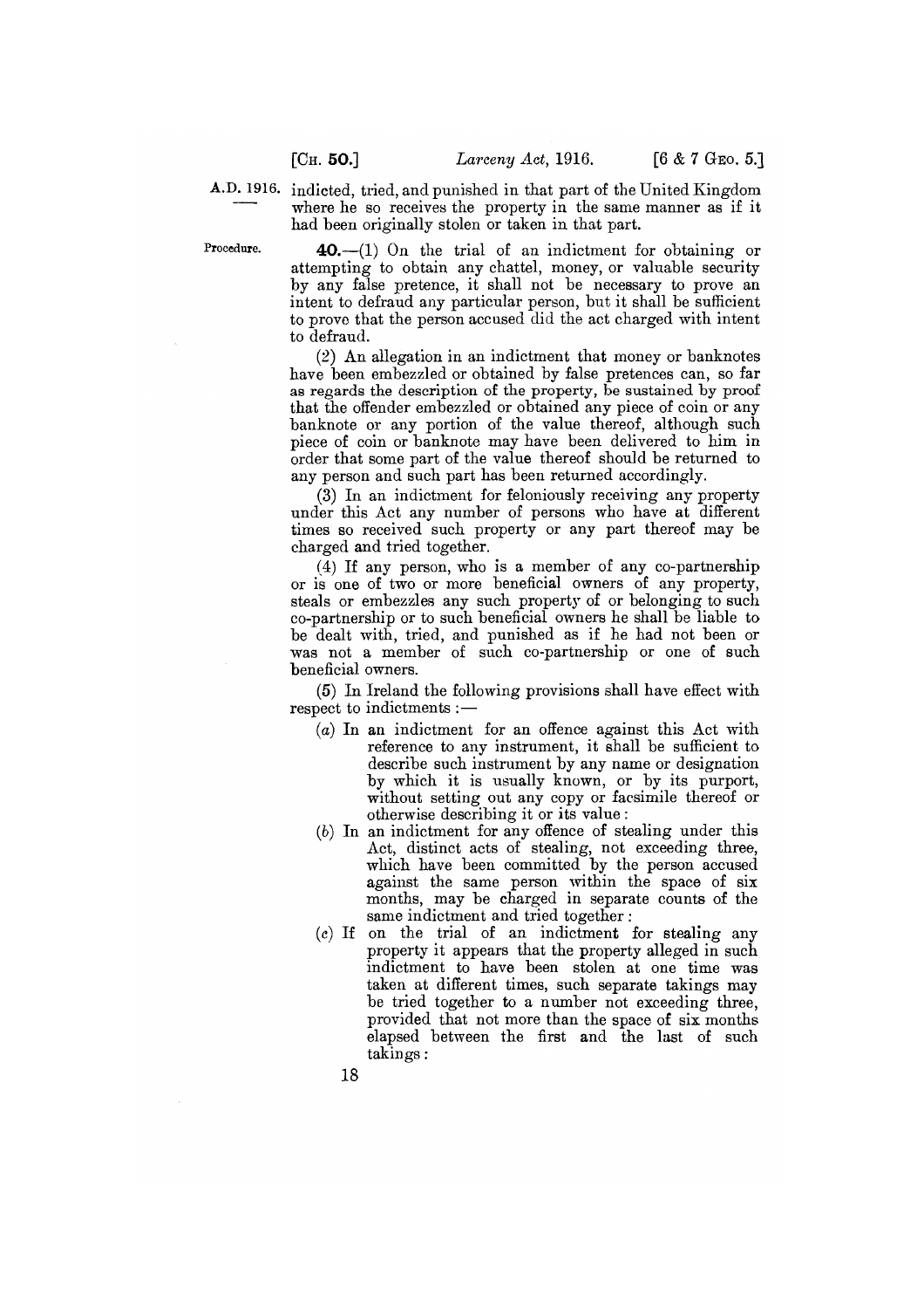indicted, tried, and punished in that part of the United Kingdom where he so receives the property in the same manner as if it had been originally stolen or taken in that part.

Procedure.

**40.**—(1) On the trial of an indictment for obtaining or attempting to obtain any chattel, money, or valuable security by any false pretence, it shall not be necessary to prove an intent to defraud any particular person, but it shall be sufficient to prove that the person accused did the act charged with intent to defraud.

(2) An allegation in an indictment that money or banknotes have been embezzled or obtained by false pretences can, so far as regards the description of the property, be sustained by proof that the offender embezzled or obtained any piece of coin or any banknote or any portion of the value thereof, although such piece of coin or banknote may have been delivered to him in order that some part of the value thereof should be returned to any person and such part has been returned accordingly.

(3) In an indictment for feloniously receiving any property under this Act any number of persons who have at different times so received such property or any part thereof may be charged and tried together.

(4) If any person, who is a member of any co-partnership or is one of two or more beneficial owners of any property, steals or embezzles any such property of or belonging to such co-partnership or to such beneficial owners he shall be liable to be dealt with, tried, and punished as if he had not been or was not a member of such co-partnership or one of such beneficial owners.

(5) In Ireland the following provisions shall have effect with respect to indictments :—

(*a*) In an indictment for an offence against this Act with reference to any instrument, it shall be sufficient to describe such instrument by any name or designation by which it is usually known, or by its purport, without setting out any copy or facsimile thereof or otherwise describing it or its value :

(*b*) In an indictment for any offence of stealing under this Act, distinct acts of stealing, not exceeding three, which have been committed by the person accused against the same person within the space of six months, may be charged in separate counts of the same indictment and tried together :

(*c*) If on the trial of an indictment for stealing any property it appears that the property alleged in such indictment to have been stolen at one time was taken at different times, such separate takings may be tried together to a number not exceeding three, provided that not more than the space of six months elapsed between the first and the last of such takings :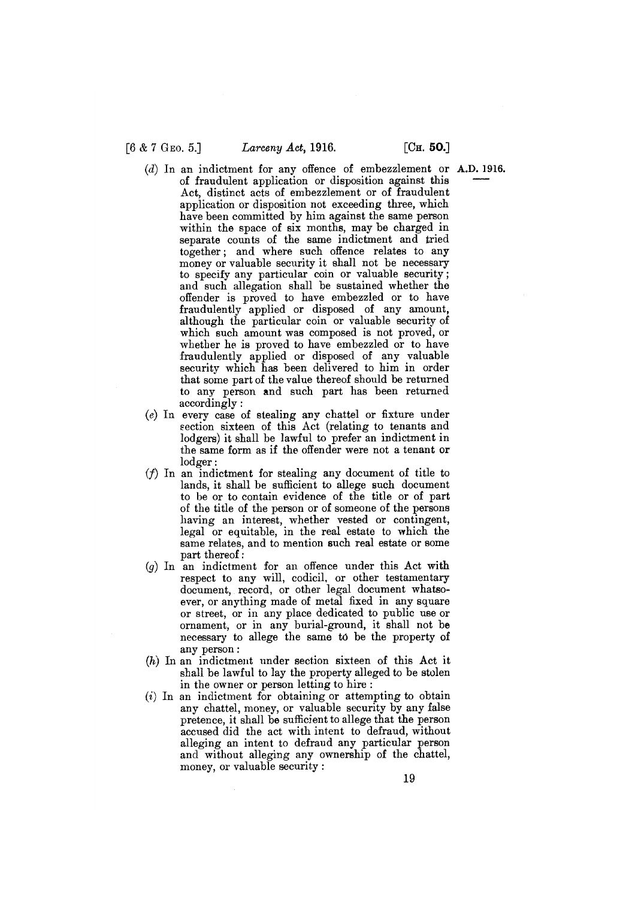(*d*) In an indictment for any offence of embezzlement or of fraudulent application or disposition against this Act, distinct acts of embezzlement or of fraudulent application or disposition not exceeding three, which have been committed by him against the same person within the space of six months, may be charged in separate counts of the same indictment and tried together; and where such offence relates to any money or valuable security it shall not be necessary to specify any particular coin or valuable security; and such allegation shall be sustained whether the offender is proved to have embezzled or to have fraudulently applied or disposed of any amount, although the particular coin or valuable security of which such amount was composed is not proved, or whether he is proved to have embezzled or to have fraudulently applied or disposed of any valuable security which has been delivered to him in order that some part of the value thereof should be returned to any person and such part has been returned accordingly:

(*e*) In every case of stealing any chattel or fixture under section sixteen of this Act (relating to tenants and lodgers) it shall be lawful to prefer an indictment in the same form as if the offender were not a tenant or lodger:

(*f*) In an indictment for stealing any document of title to lands, it shall be sufficient to allege such document to be or to contain evidence of the title or of part of the title of the person or of someone of the persons having an interest, whether vested or contingent, legal or equitable, in the real estate to which the same relates, and to mention such real estate or some part thereof:

(*g*) In an indictment for an offence under this Act with respect to any will, codicil, or other testamentary document, record, or other legal document whatsoever, or anything made of metal fixed in any square or street, or in any place dedicated to public use or ornament, or in any burial-ground, it shall not be necessary to allege the same to be the property of any person:

(*h*) In an indictment under section sixteen of this Act it shall be lawful to lay the property alleged to be stolen in the owner or person letting to hire:

(*i*) In an indictment for obtaining or attempting to obtain any chattel, money, or valuable security by any false pretence, it shall be sufficient to allege that the person accused did the act with intent to defraud, without alleging an intent to defraud any particular person and without alleging any ownership of the chattel, money, or valuable security: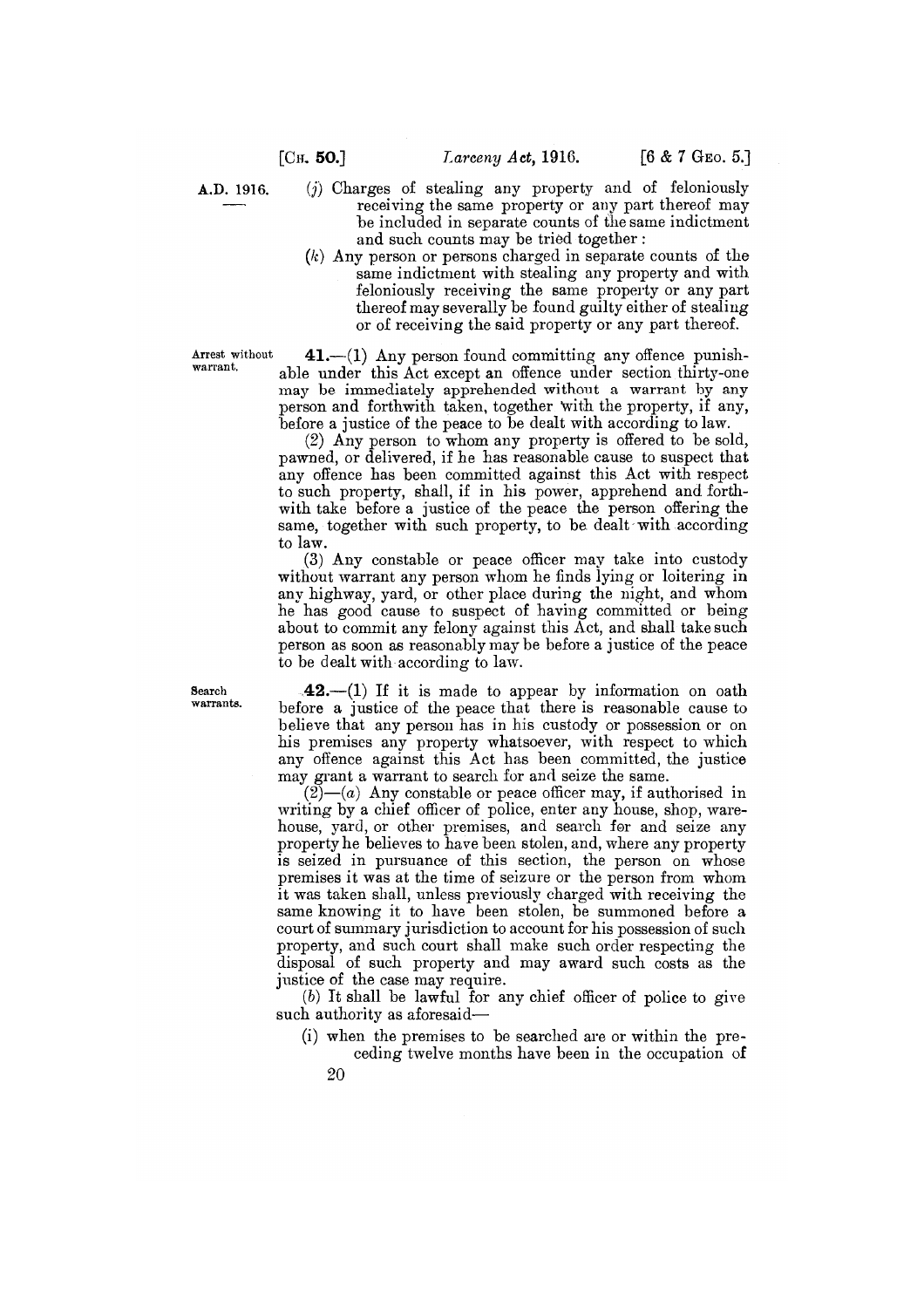(*j*) Charges of stealing any property and of feloniously receiving the same property or any part thereof may be included in separate counts of the same indictment and such counts may be tried together:

(*k*) Any person or persons charged in separate counts of the same indictment with stealing any property and with feloniously receiving the same property or any part thereof may severally be found guilty either of stealing or of receiving the said property or any part thereof.

Arrest without warrant.

**41.**—(1) Any person found committing any offence punishable under this Act except an offence under section thirty-one may be immediately apprehended without a warrant by any person and forthwith taken, together with the property, if any, before a justice of the peace to be dealt with according to law.

(2) Any person to whom any property is offered to be sold, pawned, or delivered, if he has reasonable cause to suspect that any offence has been committed against this Act with respect to such property, shall, if in his power, apprehend and forthwith take before a justice of the peace the person offering the same, together with such property, to be dealt with according to law.

(3) Any constable or peace officer may take into custody without warrant any person whom he finds lying or loitering in any highway, yard, or other place during the night, and whom he has good cause to suspect of having committed or being about to commit any felony against this Act, and shall take such person as soon as reasonably may be before a justice of the peace to be dealt with according to law.

Search warrants.

**42.**—(1) If it is made to appear by information on oath before a justice of the peace that there is reasonable cause to believe that any person has in his custody or possession or on his premises any property whatsoever, with respect to which any offence against this Act has been committed, the justice may grant a warrant to search for and seize the same.

(2)—(*a*) Any constable or peace officer may, if authorised in writing by a chief officer of police, enter any house, shop, warehouse, yard, or other premises, and search for and seize any property he believes to have been stolen, and, where any property is seized in pursuance of this section, the person on whose premises it was at the time of seizure or the person from whom it was taken shall, unless previously charged with receiving the same knowing it to have been stolen, be summoned before a court of summary jurisdiction to account for his possession of such property, and such court shall make such order respecting the disposal of such property and may award such costs as the justice of the case may require.

(*b*) It shall be lawful for any chief officer of police to give such authority as aforesaid—

(i) when the premises to be searched are or within the preceding twelve months have been in the occupation of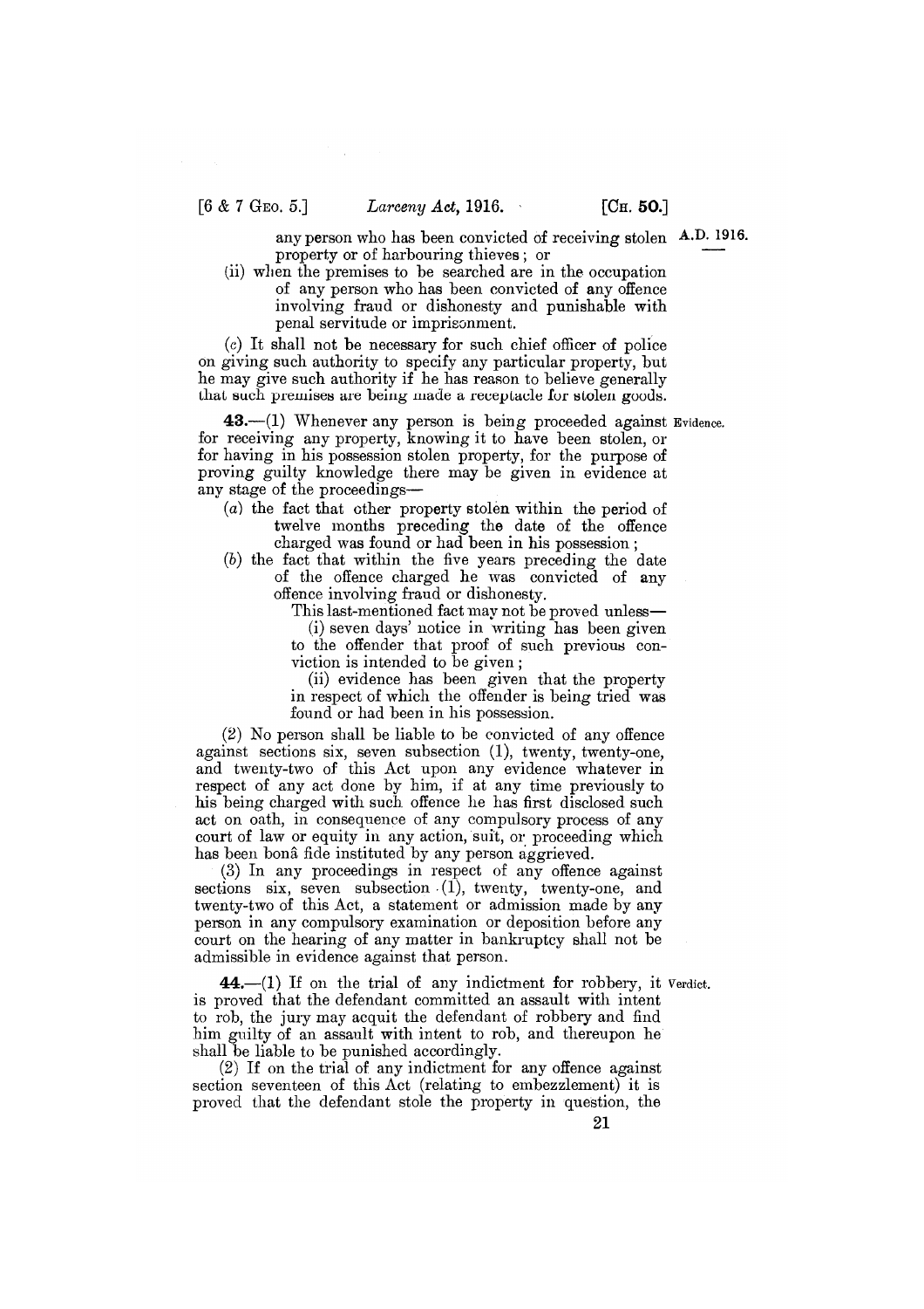any person who has been convicted of receiving stolen property or of harbouring thieves; or

(ii) when the premises to be searched are in the occupation of any person who has been convicted of any offence involving fraud or dishonesty and punishable with penal servitude or imprisonment.

(c) It shall not be necessary for such chief officer of police on giving such authority to specify any particular property, but he may give such authority if he has reason to believe generally that such premises are being made a receptacle for stolen goods.

**43.**—(1) Whenever any person is being proceeded against for receiving any property, knowing it to have been stolen, or for having in his possession stolen property, for the purpose of proving guilty knowledge there may be given in evidence at any stage of the proceedings—

Evidence.

(a) the fact that other property stolen within the period of twelve months preceding the date of the offence charged was found or had been in his possession;

(b) the fact that within the five years preceding the date of the offence charged he was convicted of any offence involving fraud or dishonesty.

This last-mentioned fact may not be proved unless—

(i) seven days' notice in writing has been given to the offender that proof of such previous conviction is intended to be given;

(ii) evidence has been given that the property in respect of which the offender is being tried was found or had been in his possession.

(2) No person shall be liable to be convicted of any offence against sections six, seven subsection (1), twenty, twenty-one, and twenty-two of this Act upon any evidence whatever in respect of any act done by him, if at any time previously to his being charged with such offence he has first disclosed such act on oath, in consequence of any compulsory process of any court of law or equity in any action, suit, or proceeding which has been bonâ fide instituted by any person aggrieved.

(3) In any proceedings in respect of any offence against sections six, seven subsection (1), twenty, twenty-one, and twenty-two of this Act, a statement or admission made by any person in any compulsory examination or deposition before any court on the hearing of any matter in bankruptcy shall not be admissible in evidence against that person.

**44.**—(1) If on the trial of any indictment for robbery, it is proved that the defendant committed an assault with intent to rob, the jury may acquit the defendant of robbery and find him guilty of an assault with intent to rob, and thereupon he shall be liable to be punished accordingly.

Verdict.

(2) If on the trial of any indictment for any offence against section seventeen of this Act (relating to embezzlement) it is proved that the defendant stole the property in question, the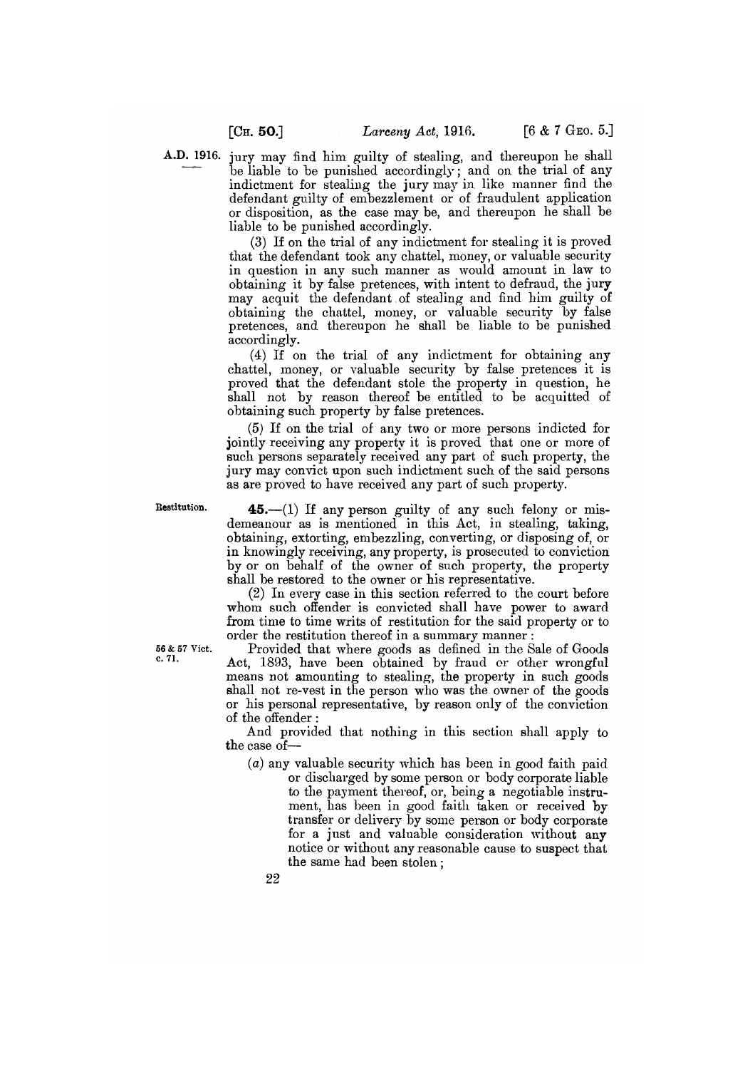jury may find him guilty of stealing, and thereupon he shall be liable to be punished accordingly; and on the trial of any indictment for stealing the jury may in like manner find the defendant guilty of embezzlement or of fraudulent application or disposition, as the case may be, and thereupon he shall be liable to be punished accordingly.

(3) If on the trial of any indictment for stealing it is proved that the defendant took any chattel, money, or valuable security in question in any such manner as would amount in law to obtaining it by false pretences, with intent to defraud, the jury may acquit the defendant of stealing and find him guilty of obtaining the chattel, money, or valuable security by false pretences, and thereupon he shall be liable to be punished accordingly.

(4) If on the trial of any indictment for obtaining any chattel, money, or valuable security by false pretences it is proved that the defendant stole the property in question, he shall not by reason thereof be entitled to be acquitted of obtaining such property by false pretences.

(5) If on the trial of any two or more persons indicted for jointly receiving any property it is proved that one or more of such persons separately received any part of such property, the jury may convict upon such indictment such of the said persons as are proved to have received any part of such property.

Restitution.

**45.**—(1) If any person guilty of any such felony or misdemeanour as is mentioned in this Act, in stealing, taking, obtaining, extorting, embezzling, converting, or disposing of, or in knowingly receiving, any property, is prosecuted to conviction by or on behalf of the owner of such property, the property shall be restored to the owner or his representative.

(2) In every case in this section referred to the court before whom such offender is convicted shall have power to award from time to time writs of restitution for the said property or to order the restitution thereof in a summary manner:

56 & 57 Vict. c. 71.

Provided that where goods as defined in the Sale of Goods Act, 1893, have been obtained by fraud or other wrongful means not amounting to stealing, the property in such goods shall not re-vest in the person who was the owner of the goods or his personal representative, by reason only of the conviction of the offender:

And provided that nothing in this section shall apply to the case of—

(a) any valuable security which has been in good faith paid or discharged by some person or body corporate liable to the payment thereof, or, being a negotiable instrument, has been in good faith taken or received by transfer or delivery by some person or body corporate for a just and valuable consideration without any notice or without any reasonable cause to suspect that the same had been stolen;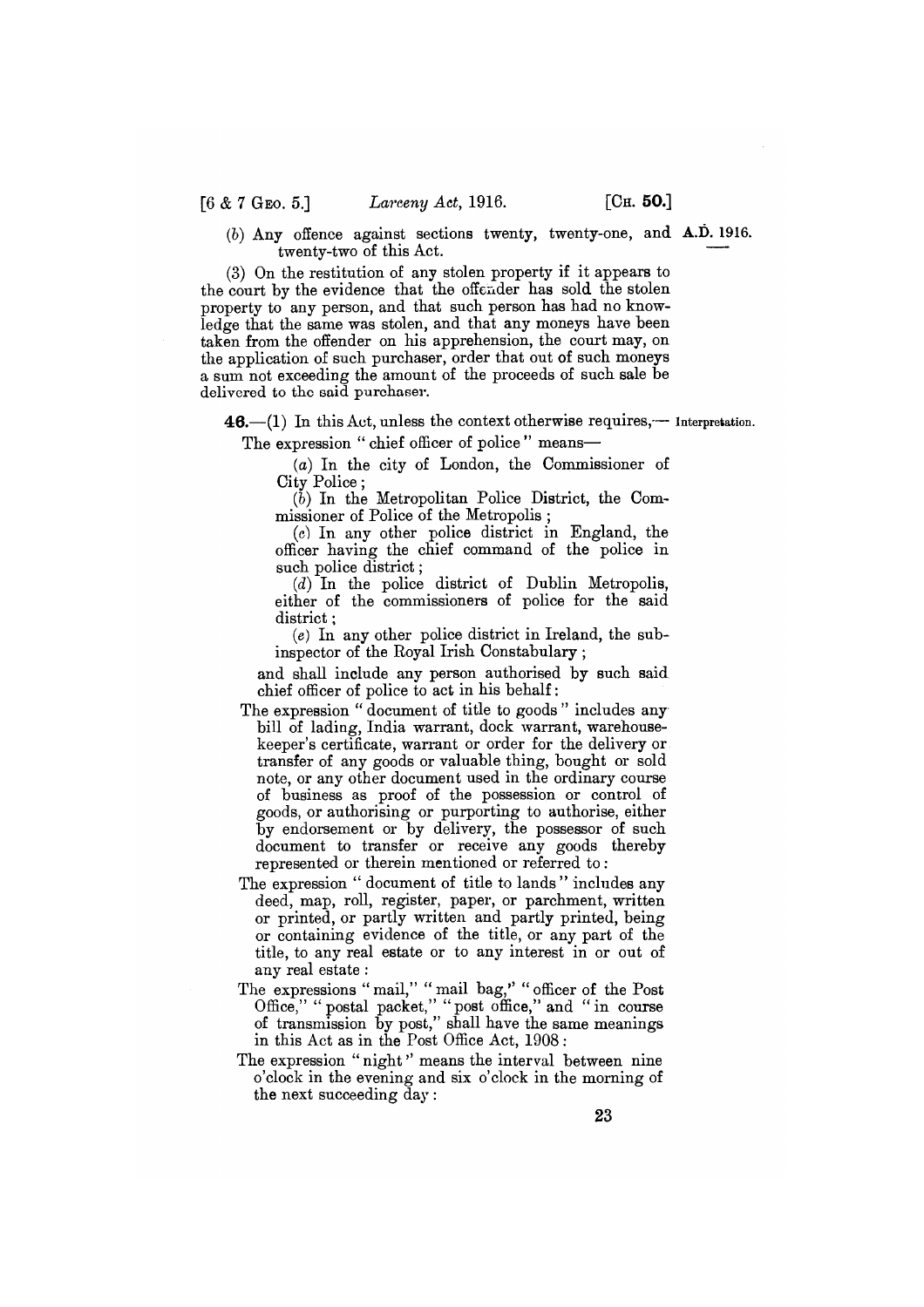(b) Any offence against sections twenty, twenty-one, and twenty-two of this Act.

A.D. 1916.

(3) On the restitution of any stolen property if it appears to the court by the evidence that the offender has sold the stolen property to any person, and that such person has had no knowledge that the same was stolen, and that any moneys have been taken from the offender on his apprehension, the court may, on the application of such purchaser, order that out of such moneys a sum not exceeding the amount of the proceeds of such sale be delivered to the said purchaser.

**46.**—(1) In this Act, unless the context otherwise requires,— Interpretation.

The expression "chief officer of police" means—

(a) In the city of London, the Commissioner of City Police;

(b) In the Metropolitan Police District, the Commissioner of Police of the Metropolis;

(c) In any other police district in England, the officer having the chief command of the police in such police district;

(d) In the police district of Dublin Metropolis, either of the commissioners of police for the said district;

(e) In any other police district in Ireland, the sub-inspector of the Royal Irish Constabulary;

and shall include any person authorised by such said chief officer of police to act in his behalf:

The expression "document of title to goods" includes any bill of lading, India warrant, dock warrant, warehouse-keeper's certificate, warrant or order for the delivery or transfer of any goods or valuable thing, bought or sold note, or any other document used in the ordinary course of business as proof of the possession or control of goods, or authorising or purporting to authorise, either by endorsement or by delivery, the possessor of such document to transfer or receive any goods thereby represented or therein mentioned or referred to:

The expression "document of title to lands" includes any deed, map, roll, register, paper, or parchment, written or printed, or partly written and partly printed, being or containing evidence of the title, or any part of the title, to any real estate or to any interest in or out of any real estate:

The expressions "mail," "mail bag," "officer of the Post Office," "postal packet," "post office," and "in course of transmission by post," shall have the same meanings in this Act as in the Post Office Act, 1908:

The expression "night" means the interval between nine o'clock in the evening and six o'clock in the morning of the next succeeding day: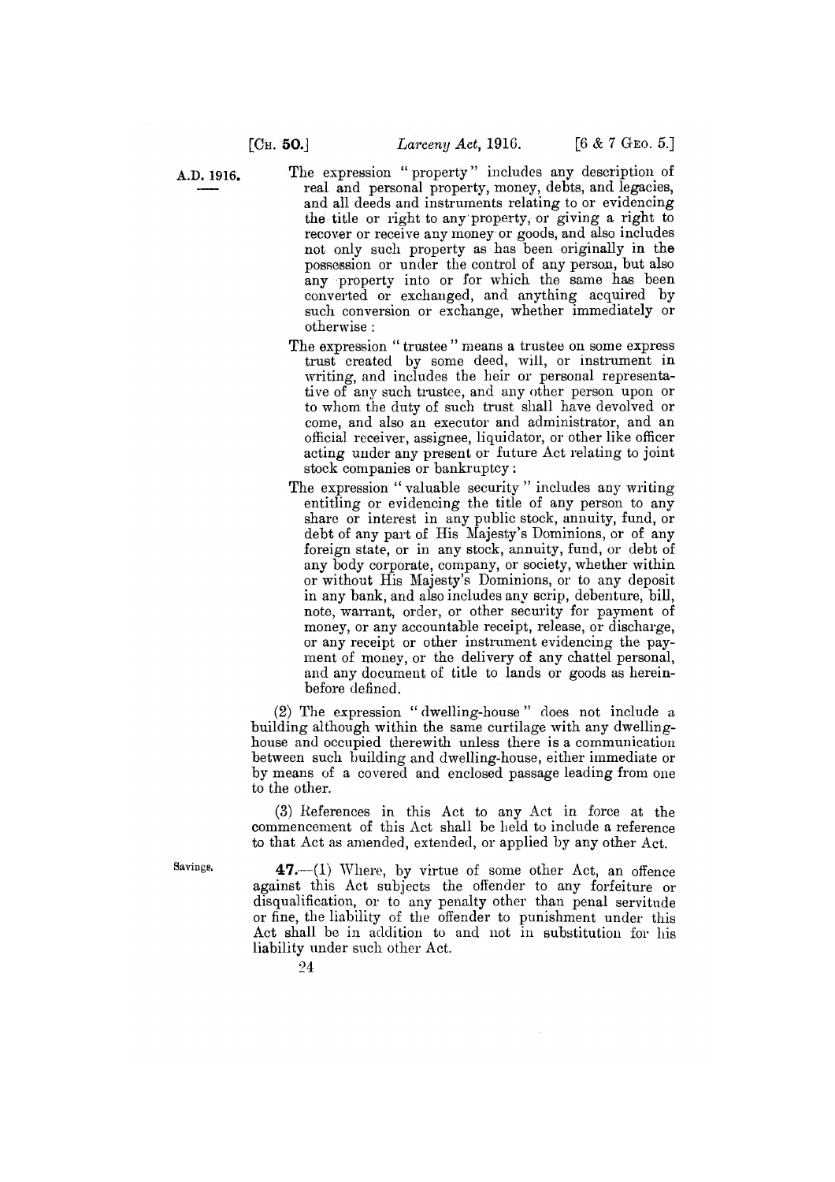The expression "property" includes any description of real and personal property, money, debts, and legacies, and all deeds and instruments relating to or evidencing the title or right to any property, or giving a right to recover or receive any money or goods, and also includes not only such property as has been originally in the possession or under the control of any person, but also any property into or for which the same has been converted or exchanged, and anything acquired by such conversion or exchange, whether immediately or otherwise :

The expression "trustee" means a trustee on some express trust created by some deed, will, or instrument in writing, and includes the heir or personal representative of any such trustee, and any other person upon or to whom the duty of such trust shall have devolved or come, and also an executor and administrator, and an official receiver, assignee, liquidator, or other like officer acting under any present or future Act relating to joint stock companies or bankruptcy :

The expression "valuable security" includes any writing entitling or evidencing the title of any person to any share or interest in any public stock, annuity, fund, or debt of any part of His Majesty's Dominions, or of any foreign state, or in any stock, annuity, fund, or debt of any body corporate, company, or society, whether within or without His Majesty's Dominions, or to any deposit in any bank, and also includes any scrip, debenture, bill, note, warrant, order, or other security for payment of money, or any accountable receipt, release, or discharge, or any receipt or other instrument evidencing the payment of money, or the delivery of any chattel personal, and any document of title to lands or goods as hereinbefore defined.

(2) The expression "dwelling-house" does not include a building although within the same curtilage with any dwelling-house and occupied therewith unless there is a communication between such building and dwelling-house, either immediate or by means of a covered and enclosed passage leading from one to the other.

(3) References in this Act to any Act in force at the commencement of this Act shall be held to include a reference to that Act as amended, extended, or applied by any other Act.

Savings.

**47.**—(1) Where, by virtue of some other Act, an offence against this Act subjects the offender to any forfeiture or disqualification, or to any penalty other than penal servitude or fine, the liability of the offender to punishment under this Act shall be in addition to and not in substitution for his liability under such other Act.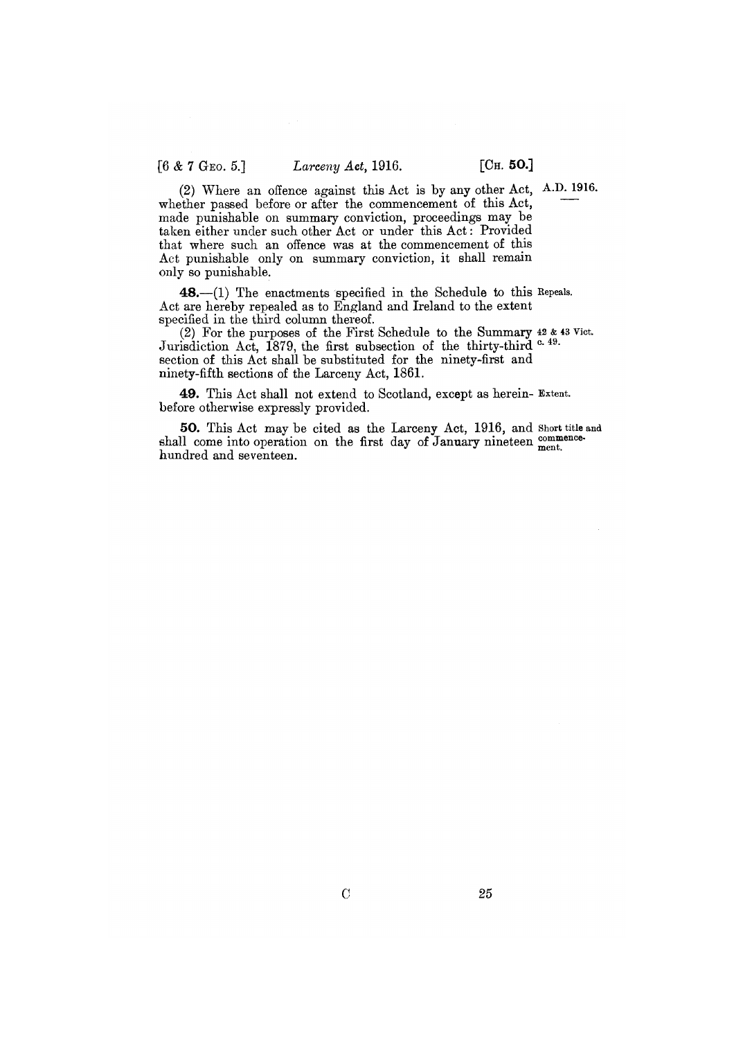(2) Where an offence against this Act is by any other Act, whether passed before or after the commencement of this Act, made punishable on summary conviction, proceedings may be taken either under such other Act or under this Act: Provided that where such an offence was at the commencement of this Act punishable only on summary conviction, it shall remain only so punishable.

**48.**—(1) The enactments specified in the Schedule to this Act are hereby repealed as to England and Ireland to the extent specified in the third column thereof.

*Repeals.*

(2) For the purposes of the First Schedule to the Summary Jurisdiction Act, 1879, the first subsection of the thirty-third section of this Act shall be substituted for the ninety-first and ninety-fifth sections of the Larceny Act, 1861.

*42 & 43 Vict. c. 49.*

**49.** This Act shall not extend to Scotland, except as hereinbefore otherwise expressly provided.

*Extent.*

**50.** This Act may be cited as the Larceny Act, 1916, and shall come into operation on the first day of January nineteen hundred and seventeen.

*Short title and commencement.*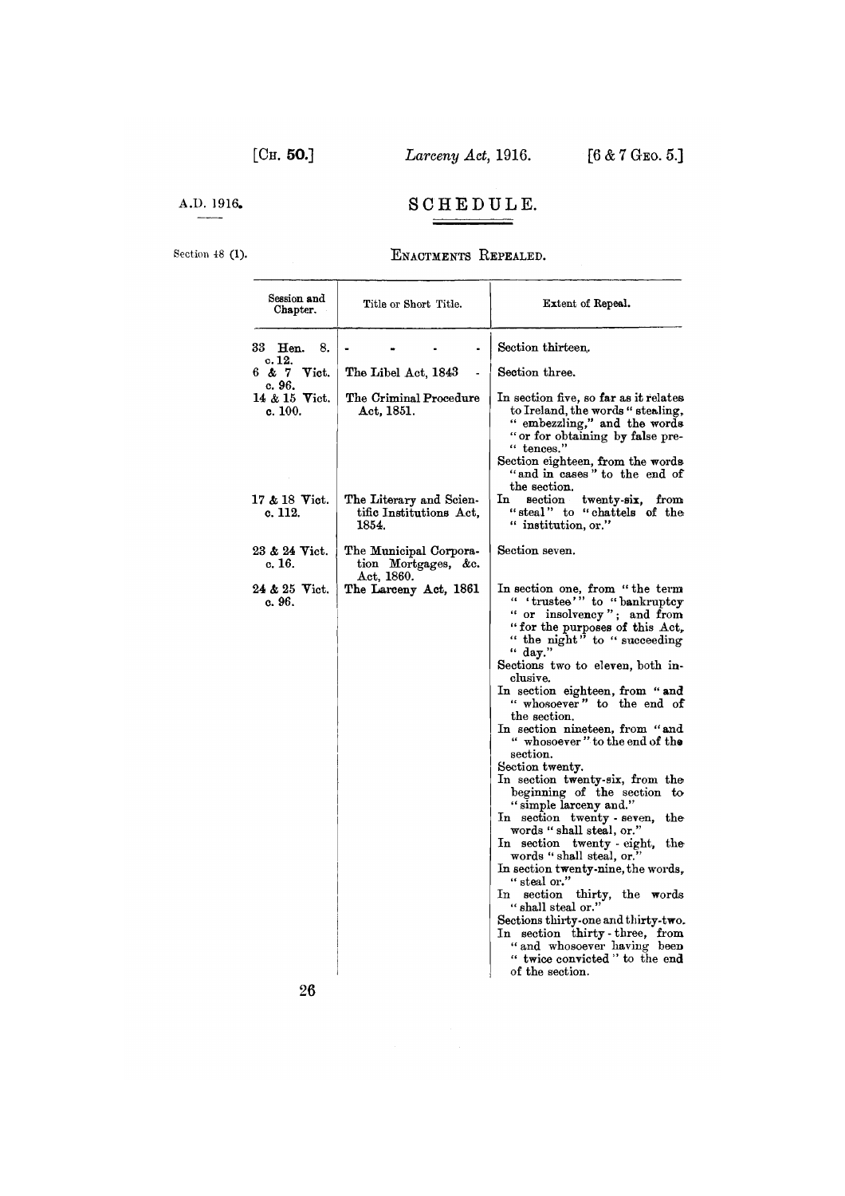A.D. 1916.

# SCHEDULE.

Section 48 (1).

## ENACTMENTS REPEALED.

| Session and Chapter. | Title or Short Title. | Extent of Repeal. |
|---|---|---|
| 33 Hen. 8. c. 12. | - - - - | Section thirteen. |
| 6 & 7 Vict. c. 96. | The Libel Act, 1843 - | Section three. |
| 14 & 15 Vict. c. 100. | The Criminal Procedure Act, 1851. | In section five, so far as it relates to Ireland, the words "stealing," "embezzling," and the words "or for obtaining by false pretences." Section eighteen, from the words "and in cases" to the end of the section. |
| 17 & 18 Vict. c. 112. | The Literary and Scientific Institutions Act, 1854. | In section twenty-six, from "steal" to "chattels of the institution, or." |
| 23 & 24 Vict. c. 16. | The Municipal Corporation Mortgages, &c. Act, 1860. | Section seven. |
| 24 & 25 Vict. c. 96. | The Larceny Act, 1861 | In section one, from "the term 'trustee'" to "bankruptcy or insolvency"; and from "for the purposes of this Act, the night" to "succeeding day." Sections two to eleven, both inclusive. In section eighteen, from "and whosoever" to the end of the section. In section nineteen, from "and whosoever" to the end of the section. Section twenty. In section twenty-six, from the beginning of the section to "simple larceny and." In section twenty-seven, the words "shall steal, or." In section twenty-eight, the words "shall steal, or." In section twenty-nine, the words, "steal or." In section thirty, the words "shall steal or." Sections thirty-one and thirty-two. In section thirty-three, from "and whosoever having been twice convicted" to the end of the section. |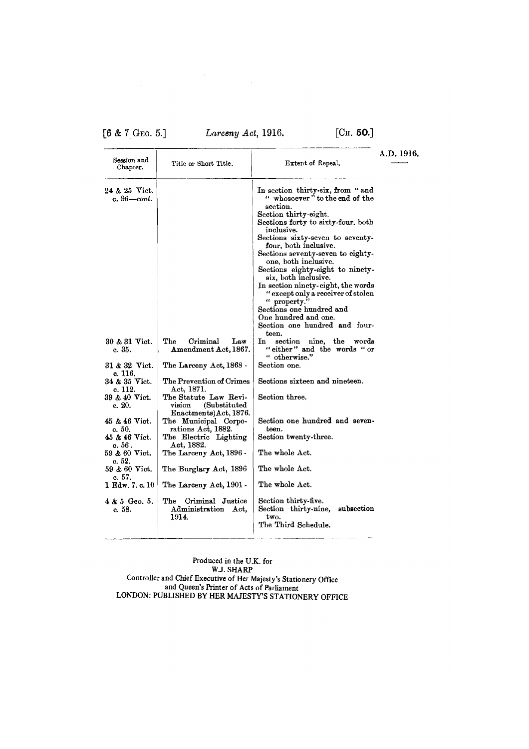| Session and Chapter. | Title or Short Title. | Extent of Repeal. |
|---|---|---|
| 24 & 25 Vict. c. 96—*cont.* | | In section thirty-six, from "and "whosoever" to the end of the section.<br>Section thirty-eight.<br>Sections forty to sixty-four, both inclusive.<br>Sections sixty-seven to seventy-four, both inclusive.<br>Sections seventy-seven to eighty-one, both inclusive.<br>Sections eighty-eight to ninety-six, both inclusive.<br>In section ninety-eight, the words "except only a receiver of stolen "property."<br>Sections one hundred and One hundred and one.<br>Section one hundred and fourteen. |
| 30 & 31 Vict. c. 35. | The Criminal Law Amendment Act, 1867. | In section nine, the words "either" and the words "or "otherwise." |
| 31 & 32 Vict. c. 116. | The Larceny Act, 1868 - | Section one. |
| 34 & 35 Vict. c. 112. | The Prevention of Crimes Act, 1871. | Sections sixteen and nineteen. |
| 39 & 40 Vict. c. 20. | The Statute Law Revision (Substituted Enactments) Act, 1876. | Section three. |
| 45 & 46 Vict. c. 50. | The Municipal Corporations Act, 1882. | Section one hundred and seventeen. |
| 45 & 46 Vict. c. 56. | The Electric Lighting Act, 1882. | Section twenty-three. |
| 59 & 60 Vict. c. 52. | The Larceny Act, 1896 - | The whole Act. |
| 59 & 60 Vict. c. 57. | The Burglary Act, 1896 | The whole Act. |
| 1 Edw. 7. c. 10 | The Larceny Act, 1901 - | The whole Act. |
| 4 & 5 Geo. 5. c. 58. | The Criminal Justice Administration Act, 1914. | Section thirty-five.<br>Section thirty-nine, subsection two.<br>The Third Schedule. |

Produced in the U.K. for
W.J. SHARP
Controller and Chief Executive of Her Majesty's Stationery Office
and Queen's Printer of Acts of Parliament
LONDON: PUBLISHED BY HER MAJESTY'S STATIONERY OFFICE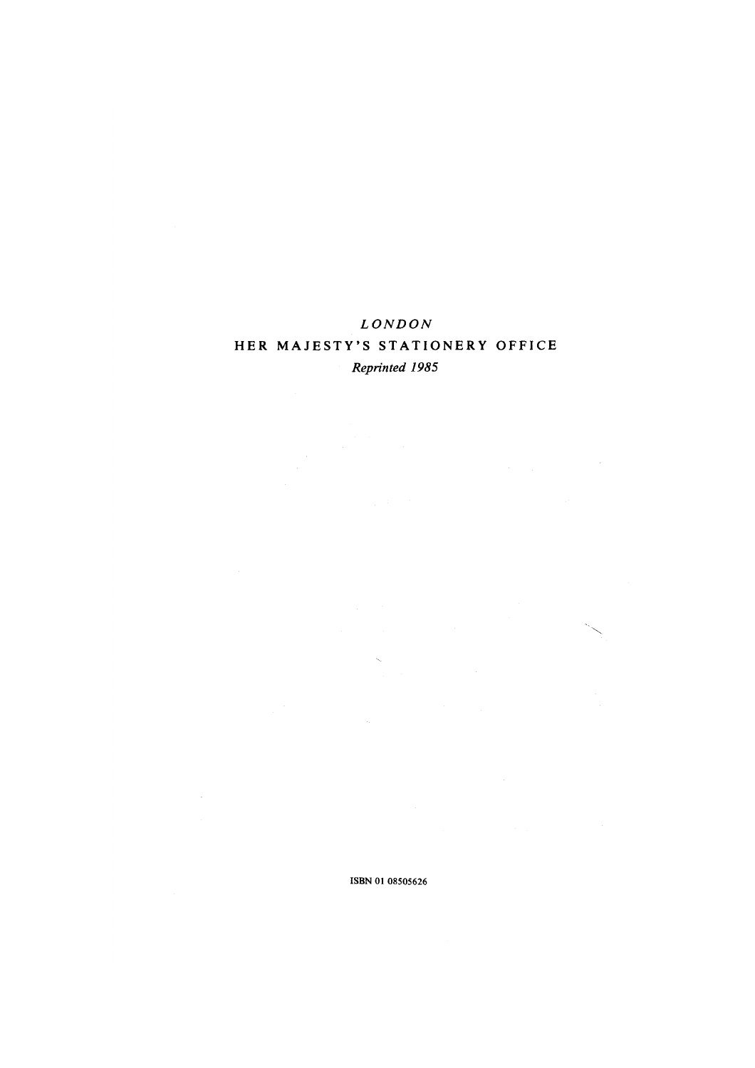*LONDON*

HER MAJESTY'S STATIONERY OFFICE

*Reprinted 1985*

ISBN 01 08505626